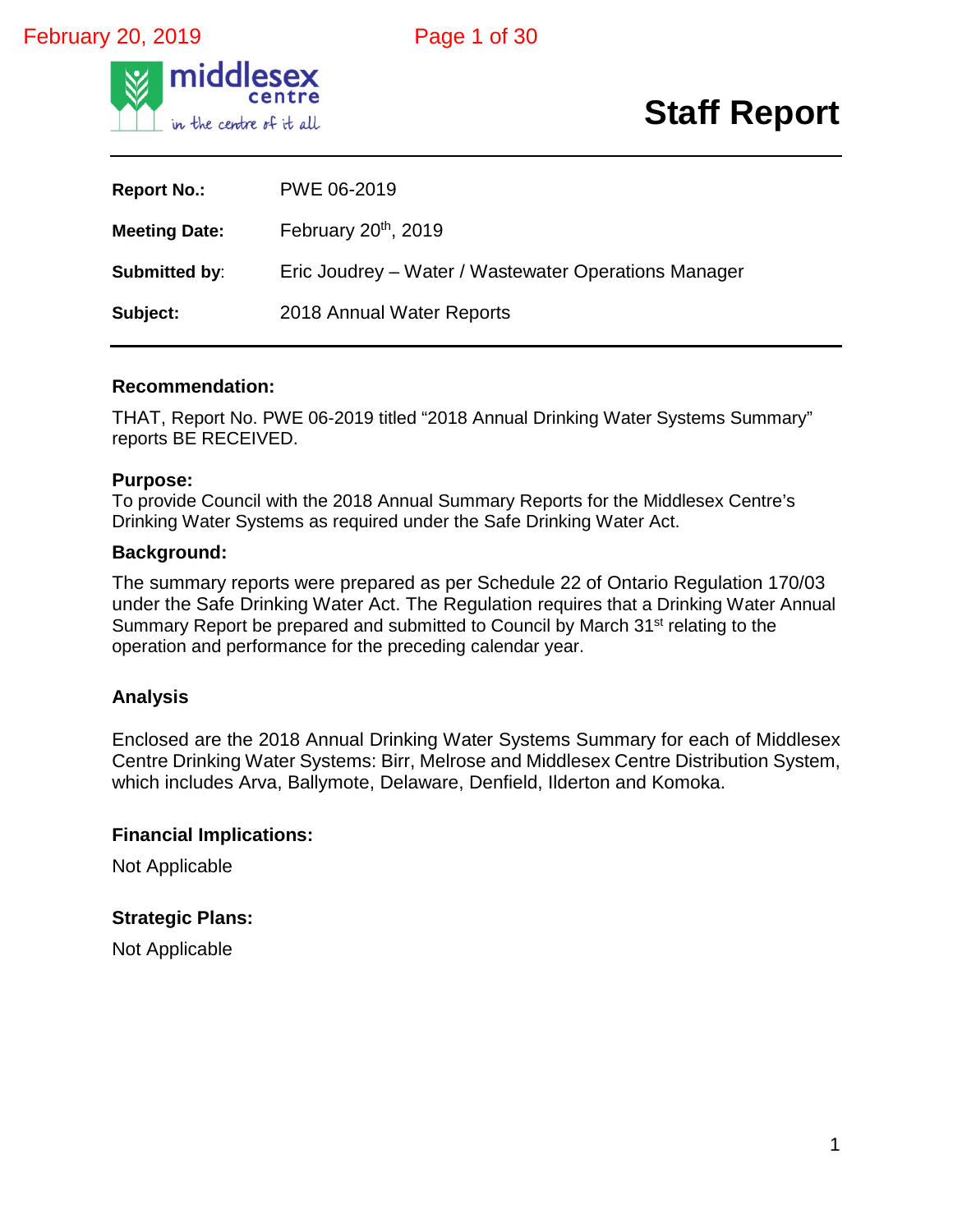# Staff Report

| | |
|---|---|
| **Report No.:** | PWE 06-2019 |
| **Meeting Date:** | February 20th, 2019 |
| **Submitted by:** | Eric Joudrey – Water / Wastewater Operations Manager |
| **Subject:** | 2018 Annual Water Reports |

## Recommendation:

THAT, Report No. PWE 06-2019 titled "2018 Annual Drinking Water Systems Summary" reports BE RECEIVED.

## Purpose:

To provide Council with the 2018 Annual Summary Reports for the Middlesex Centre's Drinking Water Systems as required under the Safe Drinking Water Act.

## Background:

The summary reports were prepared as per Schedule 22 of Ontario Regulation 170/03 under the Safe Drinking Water Act. The Regulation requires that a Drinking Water Annual Summary Report be prepared and submitted to Council by March 31st relating to the operation and performance for the preceding calendar year.

## Analysis

Enclosed are the 2018 Annual Drinking Water Systems Summary for each of Middlesex Centre Drinking Water Systems: Birr, Melrose and Middlesex Centre Distribution System, which includes Arva, Ballymote, Delaware, Denfield, Ilderton and Komoka.

## Financial Implications:

Not Applicable

## Strategic Plans:

Not Applicable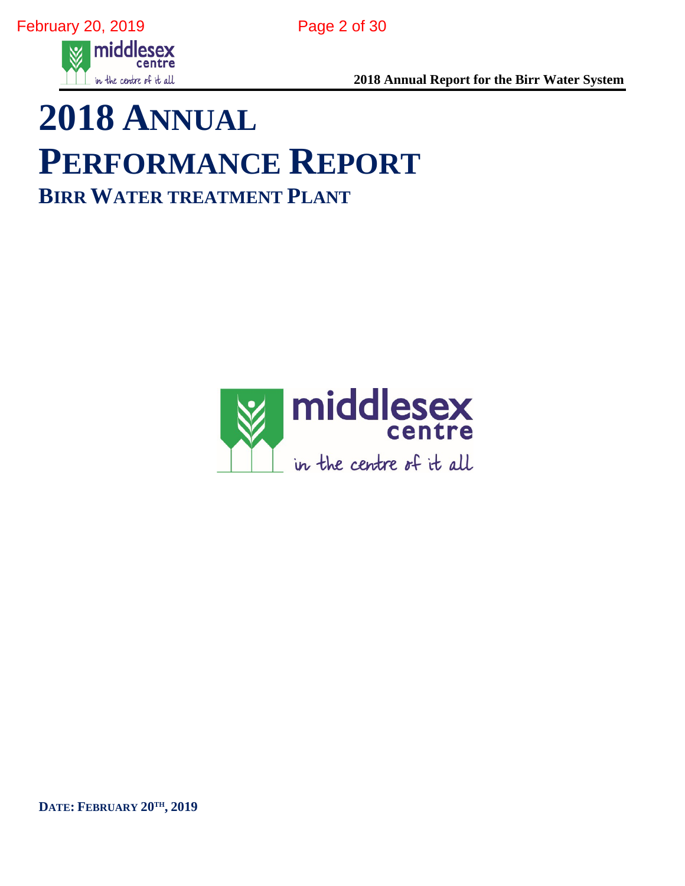# 2018 Annual Performance Report

## Birr Water treatment Plant

**Date: February 20th, 2019**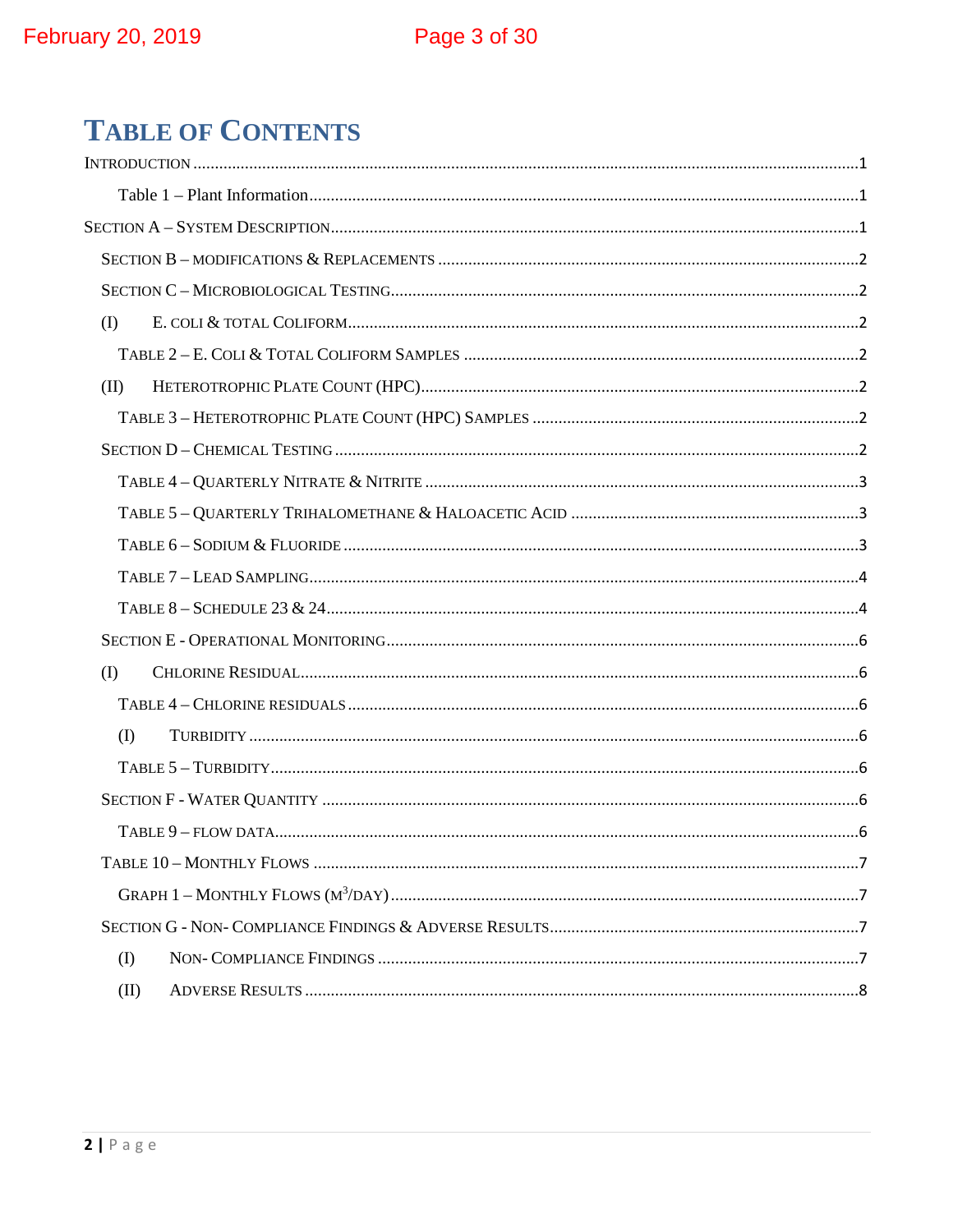# Table of Contents

Introduction ........................................................................ 1

- Table 1 – Plant Information ........................................................................ 1

Section A – System Description ........................................................................ 1

- Section B – modifications & Replacements ........................................................................ 2
- Section C – Microbiological Testing ........................................................................ 2
  - (I) E. coli & total Coliform ........................................................................ 2
  - Table 2 – E. Coli & Total Coliform Samples ........................................................................ 2
  - (II) Heterotrophic Plate Count (HPC) ........................................................................ 2
  - Table 3 – Heterotrophic Plate Count (HPC) Samples ........................................................................ 2
- Section D – Chemical Testing ........................................................................ 2
  - Table 4 – Quarterly Nitrate & Nitrite ........................................................................ 3
  - Table 5 – Quarterly Trihalomethane & Haloacetic Acid ........................................................................ 3
  - Table 6 – Sodium & Fluoride ........................................................................ 3
  - Table 7 – Lead Sampling ........................................................................ 4
  - Table 8 – Schedule 23 & 24 ........................................................................ 4
- Section E - Operational Monitoring ........................................................................ 6
  - (I) Chlorine Residual ........................................................................ 6
  - Table 4 – Chlorine residuals ........................................................................ 6
  - (I) Turbidity ........................................................................ 6
  - Table 5 – Turbidity ........................................................................ 6
- Section F - Water Quantity ........................................................................ 6
  - Table 9 – flow data ........................................................................ 6
- Table 10 – Monthly Flows ........................................................................ 7
  - Graph 1 – Monthly Flows ($m^3$/day) ........................................................................ 7
- Section G - Non- Compliance Findings & Adverse Results ........................................................................ 7
  - (I) Non- Compliance Findings ........................................................................ 7
  - (II) Adverse Results ........................................................................ 8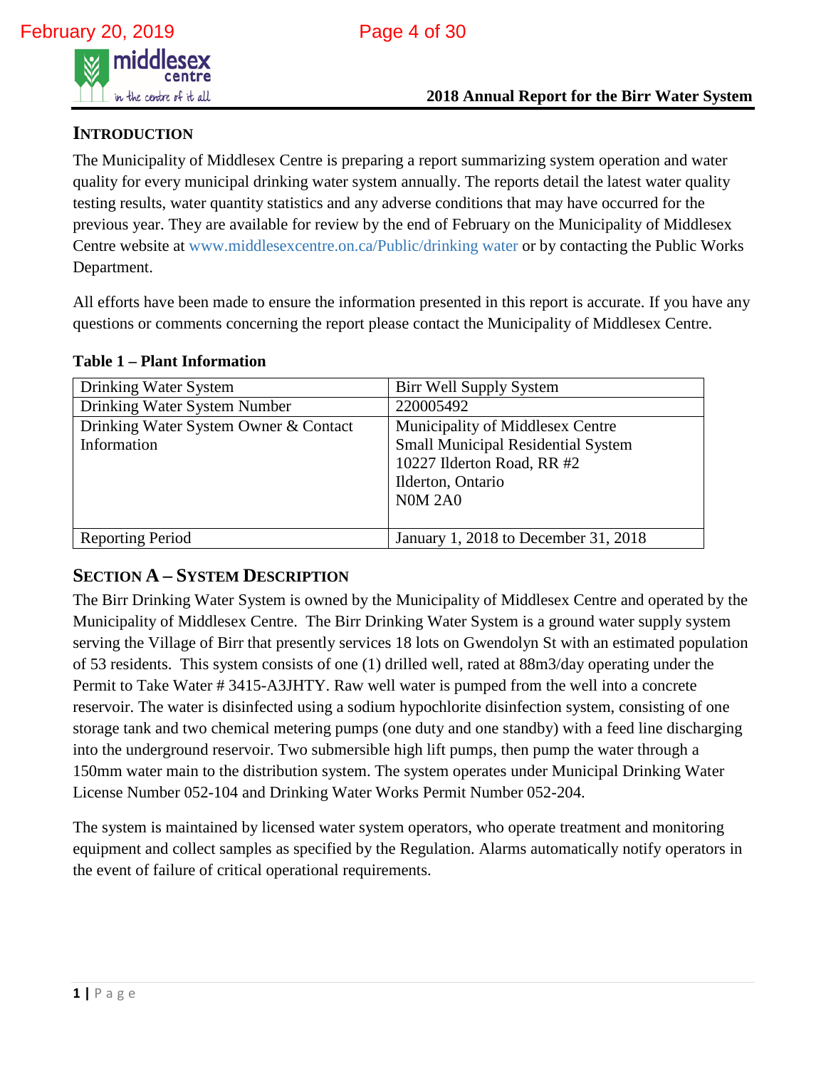## INTRODUCTION

The Municipality of Middlesex Centre is preparing a report summarizing system operation and water quality for every municipal drinking water system annually. The reports detail the latest water quality testing results, water quantity statistics and any adverse conditions that may have occurred for the previous year. They are available for review by the end of February on the Municipality of Middlesex Centre website at www.middlesexcentre.on.ca/Public/drinking water or by contacting the Public Works Department.

All efforts have been made to ensure the information presented in this report is accurate. If you have any questions or comments concerning the report please contact the Municipality of Middlesex Centre.

**Table 1 – Plant Information**

| Drinking Water System | Birr Well Supply System |
|---|---|
| Drinking Water System Number | 220005492 |
| Drinking Water System Owner & Contact Information | Municipality of Middlesex Centre<br>Small Municipal Residential System<br>10227 Ilderton Road, RR #2<br>Ilderton, Ontario<br>N0M 2A0 |
| Reporting Period | January 1, 2018 to December 31, 2018 |

## SECTION A – SYSTEM DESCRIPTION

The Birr Drinking Water System is owned by the Municipality of Middlesex Centre and operated by the Municipality of Middlesex Centre. The Birr Drinking Water System is a ground water supply system serving the Village of Birr that presently services 18 lots on Gwendolyn St with an estimated population of 53 residents. This system consists of one (1) drilled well, rated at 88m3/day operating under the Permit to Take Water # 3415-A3JHTY. Raw well water is pumped from the well into a concrete reservoir. The water is disinfected using a sodium hypochlorite disinfection system, consisting of one storage tank and two chemical metering pumps (one duty and one standby) with a feed line discharging into the underground reservoir. Two submersible high lift pumps, then pump the water through a 150mm water main to the distribution system. The system operates under Municipal Drinking Water License Number 052-104 and Drinking Water Works Permit Number 052-204.

The system is maintained by licensed water system operators, who operate treatment and monitoring equipment and collect samples as specified by the Regulation. Alarms automatically notify operators in the event of failure of critical operational requirements.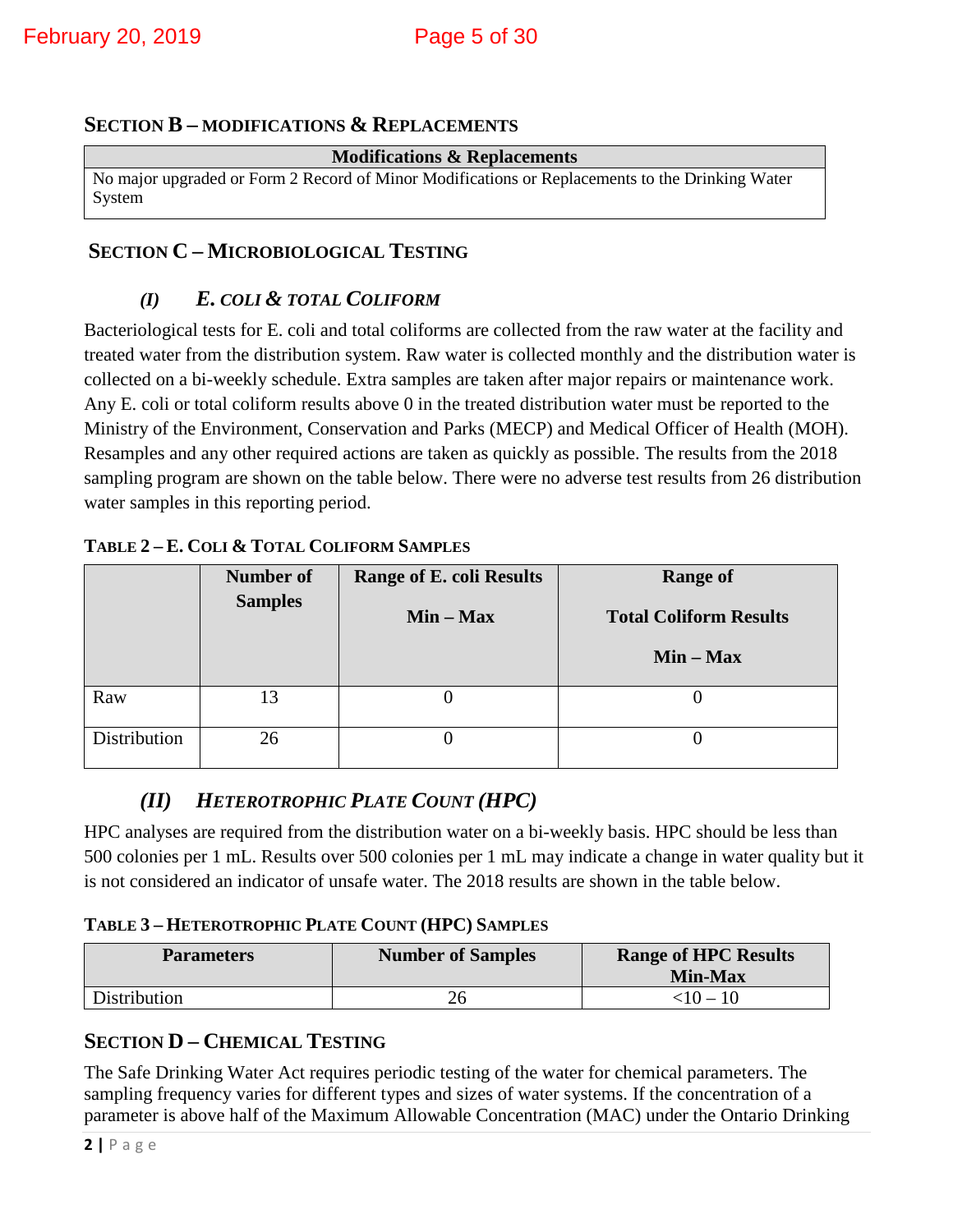## SECTION B – MODIFICATIONS & REPLACEMENTS

| Modifications & Replacements |
|---|
| No major upgraded or Form 2 Record of Minor Modifications or Replacements to the Drinking Water System |

## SECTION C – MICROBIOLOGICAL TESTING

### *(I) E. COLI & TOTAL COLIFORM*

Bacteriological tests for E. coli and total coliforms are collected from the raw water at the facility and treated water from the distribution system. Raw water is collected monthly and the distribution water is collected on a bi-weekly schedule. Extra samples are taken after major repairs or maintenance work. Any E. coli or total coliform results above 0 in the treated distribution water must be reported to the Ministry of the Environment, Conservation and Parks (MECP) and Medical Officer of Health (MOH). Resamples and any other required actions are taken as quickly as possible. The results from the 2018 sampling program are shown on the table below. There were no adverse test results from 26 distribution water samples in this reporting period.

**TABLE 2 – E. COLI & TOTAL COLIFORM SAMPLES**

| | Number of Samples | Range of E. coli Results Min – Max | Range of Total Coliform Results Min – Max |
|---|---|---|---|
| Raw | 13 | 0 | 0 |
| Distribution | 26 | 0 | 0 |

### *(II) HETEROTROPHIC PLATE COUNT (HPC)*

HPC analyses are required from the distribution water on a bi-weekly basis. HPC should be less than 500 colonies per 1 mL. Results over 500 colonies per 1 mL may indicate a change in water quality but it is not considered an indicator of unsafe water. The 2018 results are shown in the table below.

**TABLE 3 – HETEROTROPHIC PLATE COUNT (HPC) SAMPLES**

| Parameters | Number of Samples | Range of HPC Results Min-Max |
|---|---|---|
| Distribution | 26 | <10 – 10 |

## SECTION D – CHEMICAL TESTING

The Safe Drinking Water Act requires periodic testing of the water for chemical parameters. The sampling frequency varies for different types and sizes of water systems. If the concentration of a parameter is above half of the Maximum Allowable Concentration (MAC) under the Ontario Drinking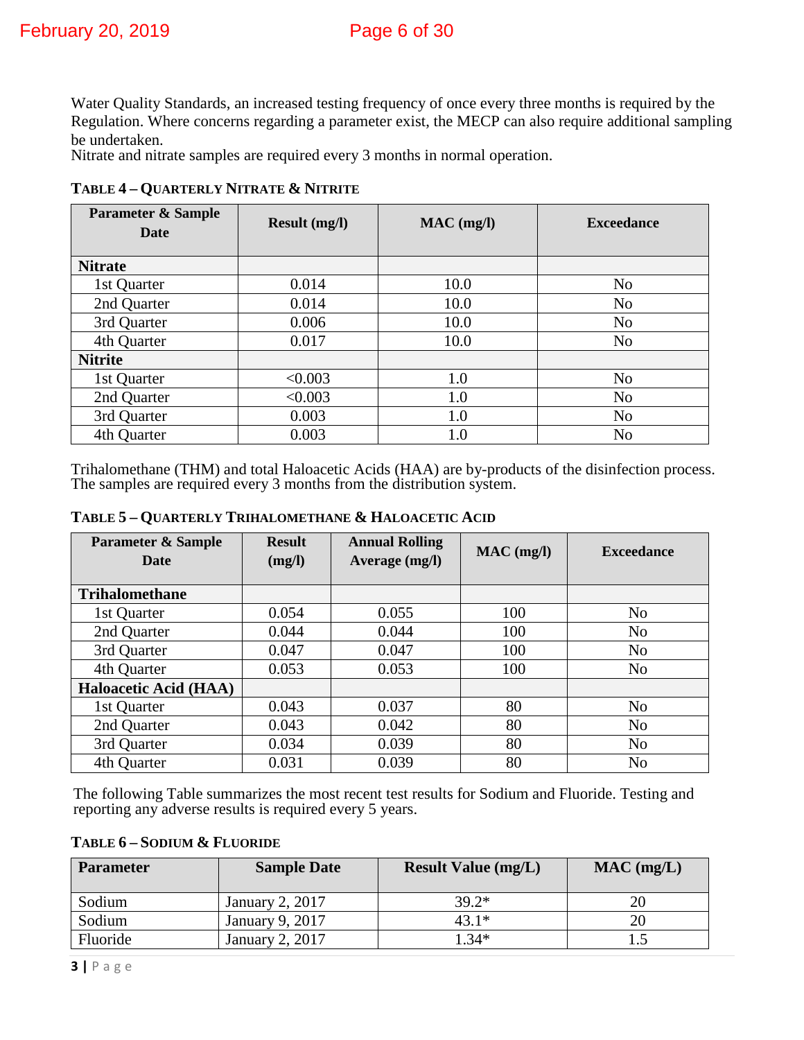Water Quality Standards, an increased testing frequency of once every three months is required by the Regulation. Where concerns regarding a parameter exist, the MECP can also require additional sampling be undertaken.
Nitrate and nitrate samples are required every 3 months in normal operation.

**TABLE 4 – QUARTERLY NITRATE & NITRITE**

| Parameter & Sample Date | Result (mg/l) | MAC (mg/l) | Exceedance |
|---|---|---|---|
| **Nitrate** | | | |
| 1st Quarter | 0.014 | 10.0 | No |
| 2nd Quarter | 0.014 | 10.0 | No |
| 3rd Quarter | 0.006 | 10.0 | No |
| 4th Quarter | 0.017 | 10.0 | No |
| **Nitrite** | | | |
| 1st Quarter | <0.003 | 1.0 | No |
| 2nd Quarter | <0.003 | 1.0 | No |
| 3rd Quarter | 0.003 | 1.0 | No |
| 4th Quarter | 0.003 | 1.0 | No |

Trihalomethane (THM) and total Haloacetic Acids (HAA) are by-products of the disinfection process. The samples are required every 3 months from the distribution system.

**TABLE 5 – QUARTERLY TRIHALOMETHANE & HALOACETIC ACID**

| Parameter & Sample Date | Result (mg/l) | Annual Rolling Average (mg/l) | MAC (mg/l) | Exceedance |
|---|---|---|---|---|
| **Trihalomethane** | | | | |
| 1st Quarter | 0.054 | 0.055 | 100 | No |
| 2nd Quarter | 0.044 | 0.044 | 100 | No |
| 3rd Quarter | 0.047 | 0.047 | 100 | No |
| 4th Quarter | 0.053 | 0.053 | 100 | No |
| **Haloacetic Acid (HAA)** | | | | |
| 1st Quarter | 0.043 | 0.037 | 80 | No |
| 2nd Quarter | 0.043 | 0.042 | 80 | No |
| 3rd Quarter | 0.034 | 0.039 | 80 | No |
| 4th Quarter | 0.031 | 0.039 | 80 | No |

The following Table summarizes the most recent test results for Sodium and Fluoride. Testing and reporting any adverse results is required every 5 years.

**TABLE 6 – SODIUM & FLUORIDE**

| Parameter | Sample Date | Result Value (mg/L) | MAC (mg/L) |
|---|---|---|---|
| Sodium | January 2, 2017 | 39.2* | 20 |
| Sodium | January 9, 2017 | 43.1* | 20 |
| Fluoride | January 2, 2017 | 1.34* | 1.5 |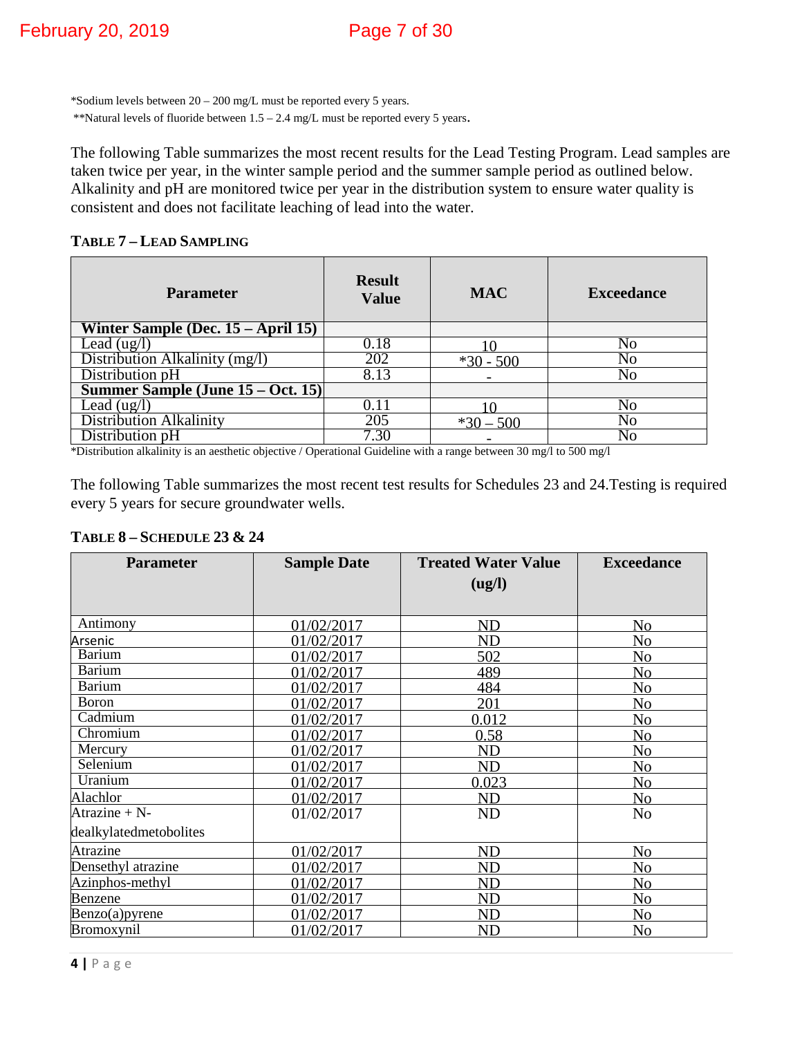*Sodium levels between 20 – 200 mg/L must be reported every 5 years.

**Natural levels of fluoride between 1.5 – 2.4 mg/L must be reported every 5 years.

The following Table summarizes the most recent results for the Lead Testing Program. Lead samples are taken twice per year, in the winter sample period and the summer sample period as outlined below. Alkalinity and pH are monitored twice per year in the distribution system to ensure water quality is consistent and does not facilitate leaching of lead into the water.

**TABLE 7 – LEAD SAMPLING**

| Parameter | Result Value | MAC | Exceedance |
|---|---|---|---|
| **Winter Sample (Dec. 15 – April 15)** | | | |
| Lead (ug/l) | 0.18 | 10 | No |
| Distribution Alkalinity (mg/l) | 202 | *30 - 500 | No |
| Distribution pH | 8.13 | - | No |
| **Summer Sample (June 15 – Oct. 15)** | | | |
| Lead (ug/l) | 0.11 | 10 | No |
| Distribution Alkalinity | 205 | *30 – 500 | No |
| Distribution pH | 7.30 | - | No |

*Distribution alkalinity is an aesthetic objective / Operational Guideline with a range between 30 mg/l to 500 mg/l

The following Table summarizes the most recent test results for Schedules 23 and 24.Testing is required every 5 years for secure groundwater wells.

**TABLE 8 – SCHEDULE 23 & 24**

| Parameter | Sample Date | Treated Water Value (ug/l) | Exceedance |
|---|---|---|---|
| Antimony | 01/02/2017 | ND | No |
| Arsenic | 01/02/2017 | ND | No |
| Barium | 01/02/2017 | 502 | No |
| Barium | 01/02/2017 | 489 | No |
| Barium | 01/02/2017 | 484 | No |
| Boron | 01/02/2017 | 201 | No |
| Cadmium | 01/02/2017 | 0.012 | No |
| Chromium | 01/02/2017 | 0.58 | No |
| Mercury | 01/02/2017 | ND | No |
| Selenium | 01/02/2017 | ND | No |
| Uranium | 01/02/2017 | 0.023 | No |
| Alachlor | 01/02/2017 | ND | No |
| Atrazine + N-dealkylatedmetobolites | 01/02/2017 | ND | No |
| Atrazine | 01/02/2017 | ND | No |
| Densethyl atrazine | 01/02/2017 | ND | No |
| Azinphos-methyl | 01/02/2017 | ND | No |
| Benzene | 01/02/2017 | ND | No |
| Benzo(a)pyrene | 01/02/2017 | ND | No |
| Bromoxynil | 01/02/2017 | ND | No |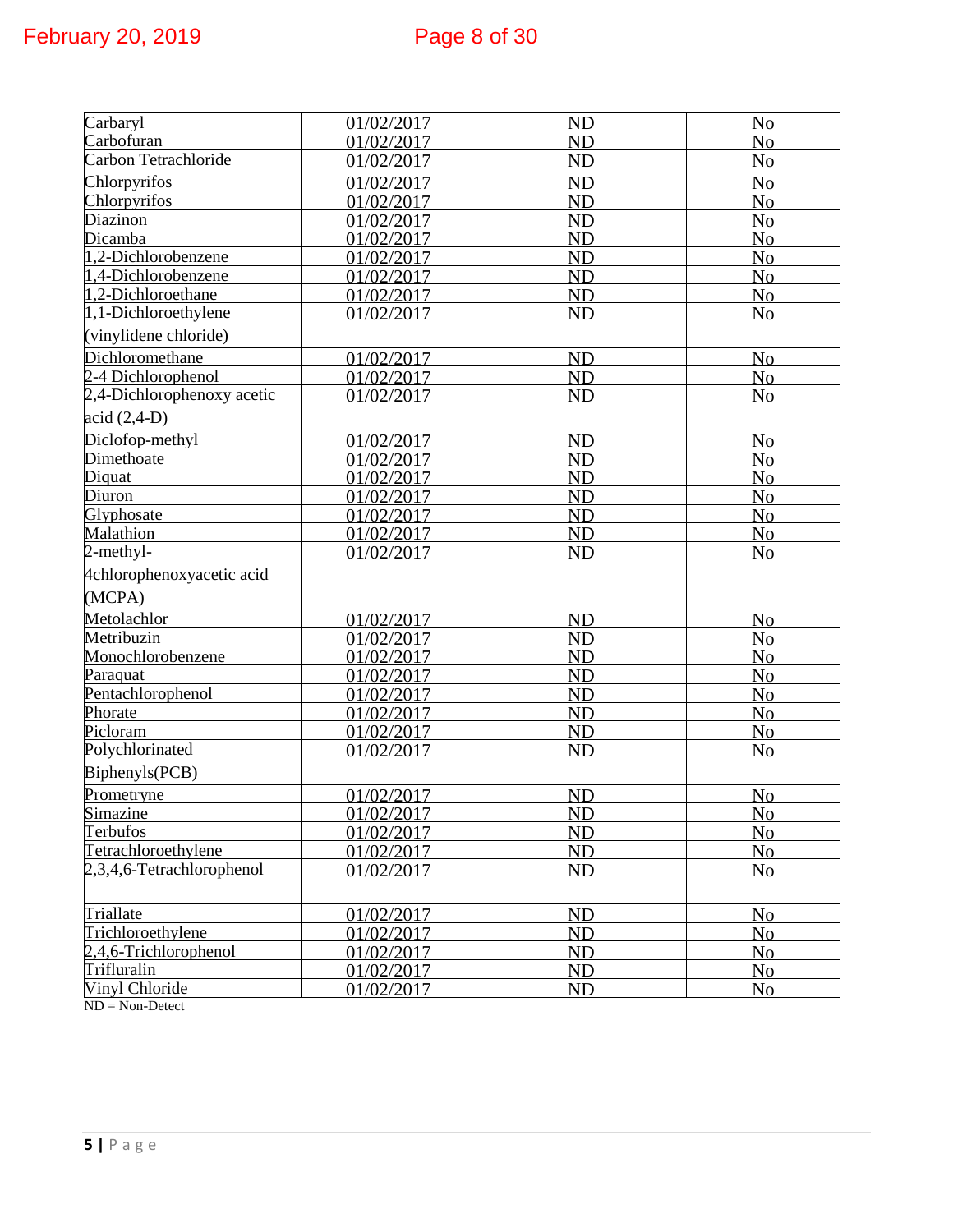| | | | |
|---|---|---|---|
| Carbaryl | 01/02/2017 | ND | No |
| Carbofuran | 01/02/2017 | ND | No |
| Carbon Tetrachloride | 01/02/2017 | ND | No |
| Chlorpyrifos | 01/02/2017 | ND | No |
| Chlorpyrifos | 01/02/2017 | ND | No |
| Diazinon | 01/02/2017 | ND | No |
| Dicamba | 01/02/2017 | ND | No |
| 1,2-Dichlorobenzene | 01/02/2017 | ND | No |
| 1,4-Dichlorobenzene | 01/02/2017 | ND | No |
| 1,2-Dichloroethane | 01/02/2017 | ND | No |
| 1,1-Dichloroethylene (vinylidene chloride) | 01/02/2017 | ND | No |
| Dichloromethane | 01/02/2017 | ND | No |
| 2-4 Dichlorophenol | 01/02/2017 | ND | No |
| 2,4-Dichlorophenoxy acetic acid (2,4-D) | 01/02/2017 | ND | No |
| Diclofop-methyl | 01/02/2017 | ND | No |
| Dimethoate | 01/02/2017 | ND | No |
| Diquat | 01/02/2017 | ND | No |
| Diuron | 01/02/2017 | ND | No |
| Glyphosate | 01/02/2017 | ND | No |
| Malathion | 01/02/2017 | ND | No |
| 2-methyl-4chlorophenoxyacetic acid (MCPA) | 01/02/2017 | ND | No |
| Metolachlor | 01/02/2017 | ND | No |
| Metribuzin | 01/02/2017 | ND | No |
| Monochlorobenzene | 01/02/2017 | ND | No |
| Paraquat | 01/02/2017 | ND | No |
| Pentachlorophenol | 01/02/2017 | ND | No |
| Phorate | 01/02/2017 | ND | No |
| Picloram | 01/02/2017 | ND | No |
| Polychlorinated Biphenyls(PCB) | 01/02/2017 | ND | No |
| Prometryne | 01/02/2017 | ND | No |
| Simazine | 01/02/2017 | ND | No |
| Terbufos | 01/02/2017 | ND | No |
| Tetrachloroethylene | 01/02/2017 | ND | No |
| 2,3,4,6-Tetrachlorophenol | 01/02/2017 | ND | No |
| Triallate | 01/02/2017 | ND | No |
| Trichloroethylene | 01/02/2017 | ND | No |
| 2,4,6-Trichlorophenol | 01/02/2017 | ND | No |
| Trifluralin | 01/02/2017 | ND | No |
| Vinyl Chloride | 01/02/2017 | ND | No |

ND = Non-Detect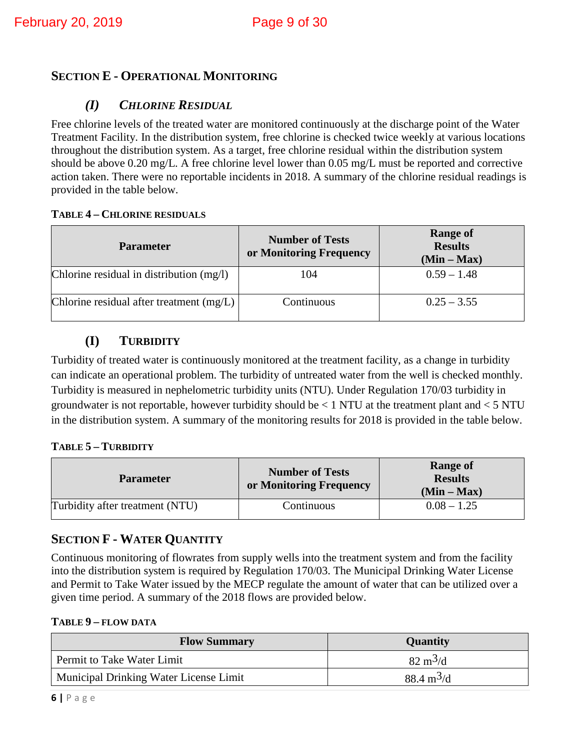## SECTION E - OPERATIONAL MONITORING

### *(I) CHLORINE RESIDUAL*

Free chlorine levels of the treated water are monitored continuously at the discharge point of the Water Treatment Facility. In the distribution system, free chlorine is checked twice weekly at various locations throughout the distribution system. As a target, free chlorine residual within the distribution system should be above 0.20 mg/L. A free chlorine level lower than 0.05 mg/L must be reported and corrective action taken. There were no reportable incidents in 2018. A summary of the chlorine residual readings is provided in the table below.

**TABLE 4 – CHLORINE RESIDUALS**

| Parameter | Number of Tests or Monitoring Frequency | Range of Results (Min – Max) |
|---|---|---|
| Chlorine residual in distribution (mg/l) | 104 | 0.59 – 1.48 |
| Chlorine residual after treatment (mg/L) | Continuous | 0.25 – 3.55 |

### (I) TURBIDITY

Turbidity of treated water is continuously monitored at the treatment facility, as a change in turbidity can indicate an operational problem. The turbidity of untreated water from the well is checked monthly. Turbidity is measured in nephelometric turbidity units (NTU). Under Regulation 170/03 turbidity in groundwater is not reportable, however turbidity should be < 1 NTU at the treatment plant and < 5 NTU in the distribution system. A summary of the monitoring results for 2018 is provided in the table below.

**TABLE 5 – TURBIDITY**

| Parameter | Number of Tests or Monitoring Frequency | Range of Results (Min – Max) |
|---|---|---|
| Turbidity after treatment (NTU) | Continuous | 0.08 – 1.25 |

## SECTION F - WATER QUANTITY

Continuous monitoring of flowrates from supply wells into the treatment system and from the facility into the distribution system is required by Regulation 170/03. The Municipal Drinking Water License and Permit to Take Water issued by the MECP regulate the amount of water that can be utilized over a given time period. A summary of the 2018 flows are provided below.

**TABLE 9 – FLOW DATA**

| Flow Summary | Quantity |
|---|---|
| Permit to Take Water Limit | 82 $m^3/d$ |
| Municipal Drinking Water License Limit | 88.4 $m^3/d$ |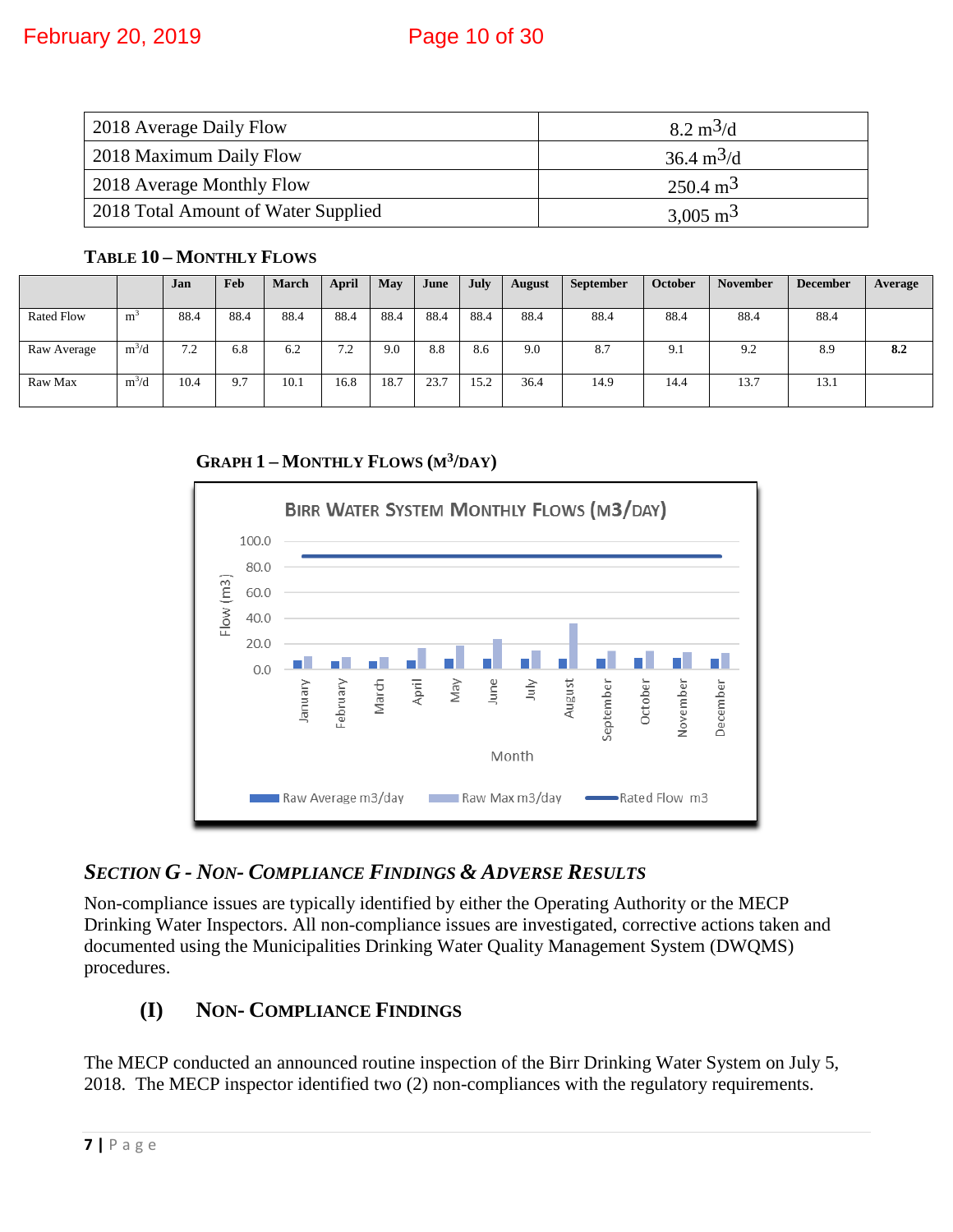| 2018 Average Daily Flow | 8.2 $m^3/d$ |
|---|---|
| 2018 Maximum Daily Flow | 36.4 $m^3/d$ |
| 2018 Average Monthly Flow | 250.4 $m^3$ |
| 2018 Total Amount of Water Supplied | 3,005 $m^3$ |

**TABLE 10 – MONTHLY FLOWS**

| | | Jan | Feb | March | April | May | June | July | August | September | October | November | December | Average |
|---|---|---|---|---|---|---|---|---|---|---|---|---|---|---|
| Rated Flow | $m^3$ | 88.4 | 88.4 | 88.4 | 88.4 | 88.4 | 88.4 | 88.4 | 88.4 | 88.4 | 88.4 | 88.4 | 88.4 | |
| Raw Average | $m^3/d$ | 7.2 | 6.8 | 6.2 | 7.2 | 9.0 | 8.8 | 8.6 | 9.0 | 8.7 | 9.1 | 9.2 | 8.9 | **8.2** |
| Raw Max | $m^3/d$ | 10.4 | 9.7 | 10.1 | 16.8 | 18.7 | 23.7 | 15.2 | 36.4 | 14.9 | 14.4 | 13.7 | 13.1 | |

**GRAPH 1 – MONTHLY FLOWS ($M^3$/DAY)**

## *SECTION G - NON- COMPLIANCE FINDINGS & ADVERSE RESULTS*

Non-compliance issues are typically identified by either the Operating Authority or the MECP Drinking Water Inspectors. All non-compliance issues are investigated, corrective actions taken and documented using the Municipalities Drinking Water Quality Management System (DWQMS) procedures.

### (I) NON- COMPLIANCE FINDINGS

The MECP conducted an announced routine inspection of the Birr Drinking Water System on July 5, 2018. The MECP inspector identified two (2) non-compliances with the regulatory requirements.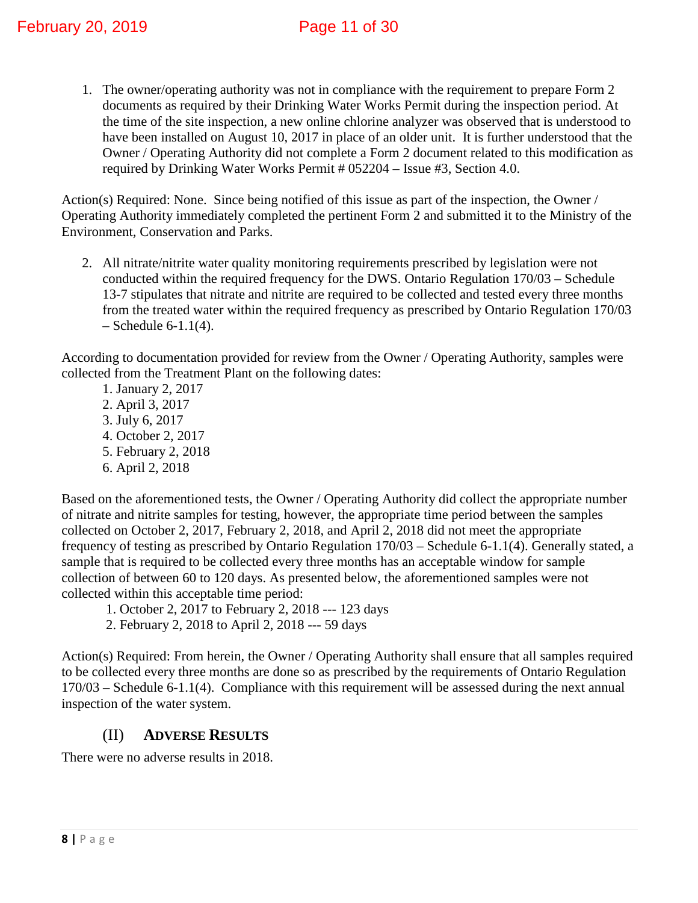1. The owner/operating authority was not in compliance with the requirement to prepare Form 2 documents as required by their Drinking Water Works Permit during the inspection period. At the time of the site inspection, a new online chlorine analyzer was observed that is understood to have been installed on August 10, 2017 in place of an older unit. It is further understood that the Owner / Operating Authority did not complete a Form 2 document related to this modification as required by Drinking Water Works Permit # 052204 – Issue #3, Section 4.0.

Action(s) Required: None. Since being notified of this issue as part of the inspection, the Owner / Operating Authority immediately completed the pertinent Form 2 and submitted it to the Ministry of the Environment, Conservation and Parks.

2. All nitrate/nitrite water quality monitoring requirements prescribed by legislation were not conducted within the required frequency for the DWS. Ontario Regulation 170/03 – Schedule 13-7 stipulates that nitrate and nitrite are required to be collected and tested every three months from the treated water within the required frequency as prescribed by Ontario Regulation 170/03 – Schedule 6-1.1(4).

According to documentation provided for review from the Owner / Operating Authority, samples were collected from the Treatment Plant on the following dates:

1. January 2, 2017
2. April 3, 2017
3. July 6, 2017
4. October 2, 2017
5. February 2, 2018
6. April 2, 2018

Based on the aforementioned tests, the Owner / Operating Authority did collect the appropriate number of nitrate and nitrite samples for testing, however, the appropriate time period between the samples collected on October 2, 2017, February 2, 2018, and April 2, 2018 did not meet the appropriate frequency of testing as prescribed by Ontario Regulation 170/03 – Schedule 6-1.1(4). Generally stated, a sample that is required to be collected every three months has an acceptable window for sample collection of between 60 to 120 days. As presented below, the aforementioned samples were not collected within this acceptable time period:

1. October 2, 2017 to February 2, 2018 --- 123 days
2. February 2, 2018 to April 2, 2018 --- 59 days

Action(s) Required: From herein, the Owner / Operating Authority shall ensure that all samples required to be collected every three months are done so as prescribed by the requirements of Ontario Regulation 170/03 – Schedule 6-1.1(4). Compliance with this requirement will be assessed during the next annual inspection of the water system.

### (II) Adverse Results

There were no adverse results in 2018.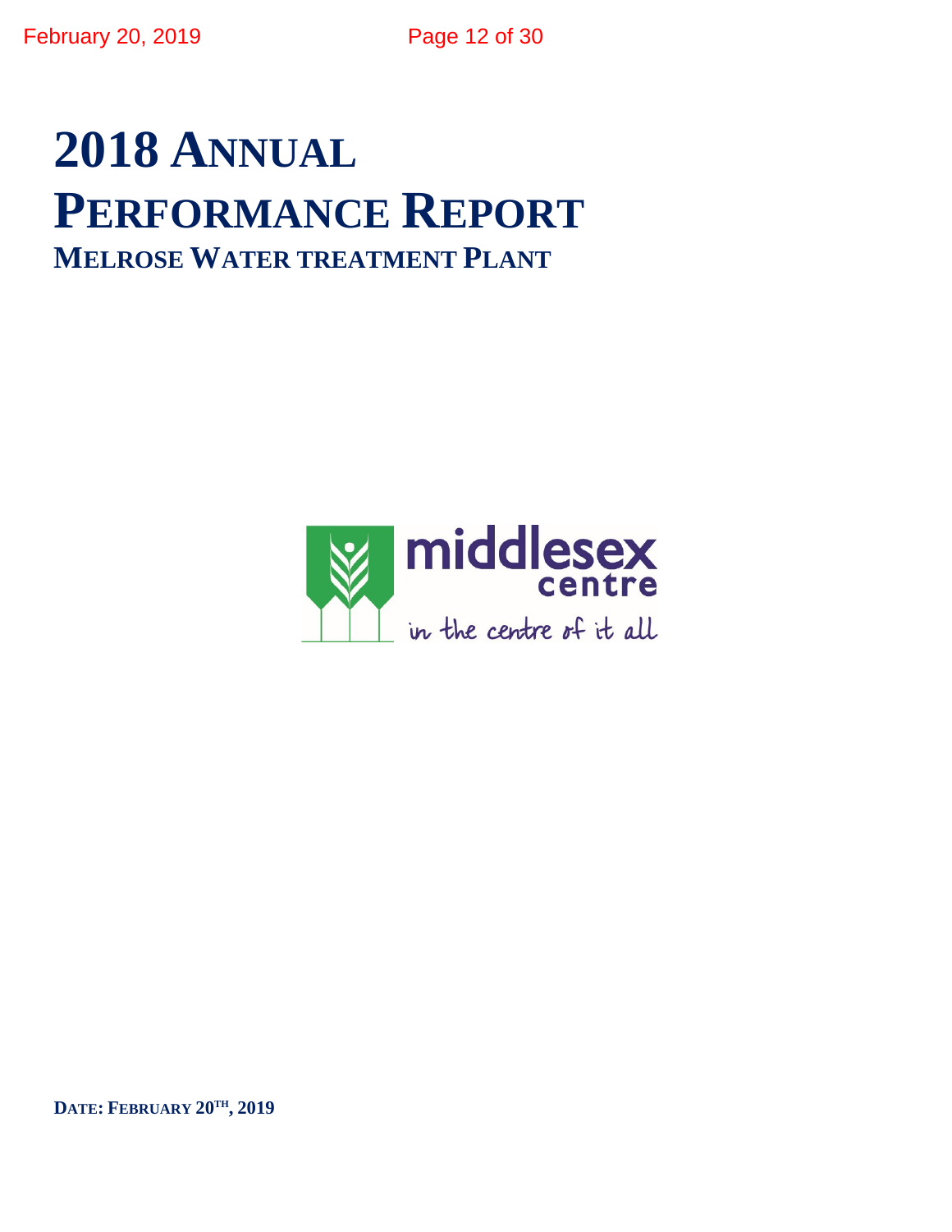# 2018 Annual Performance Report

## Melrose Water treatment Plant

middlesex centre

in the centre of it all

**Date: February 20th, 2019**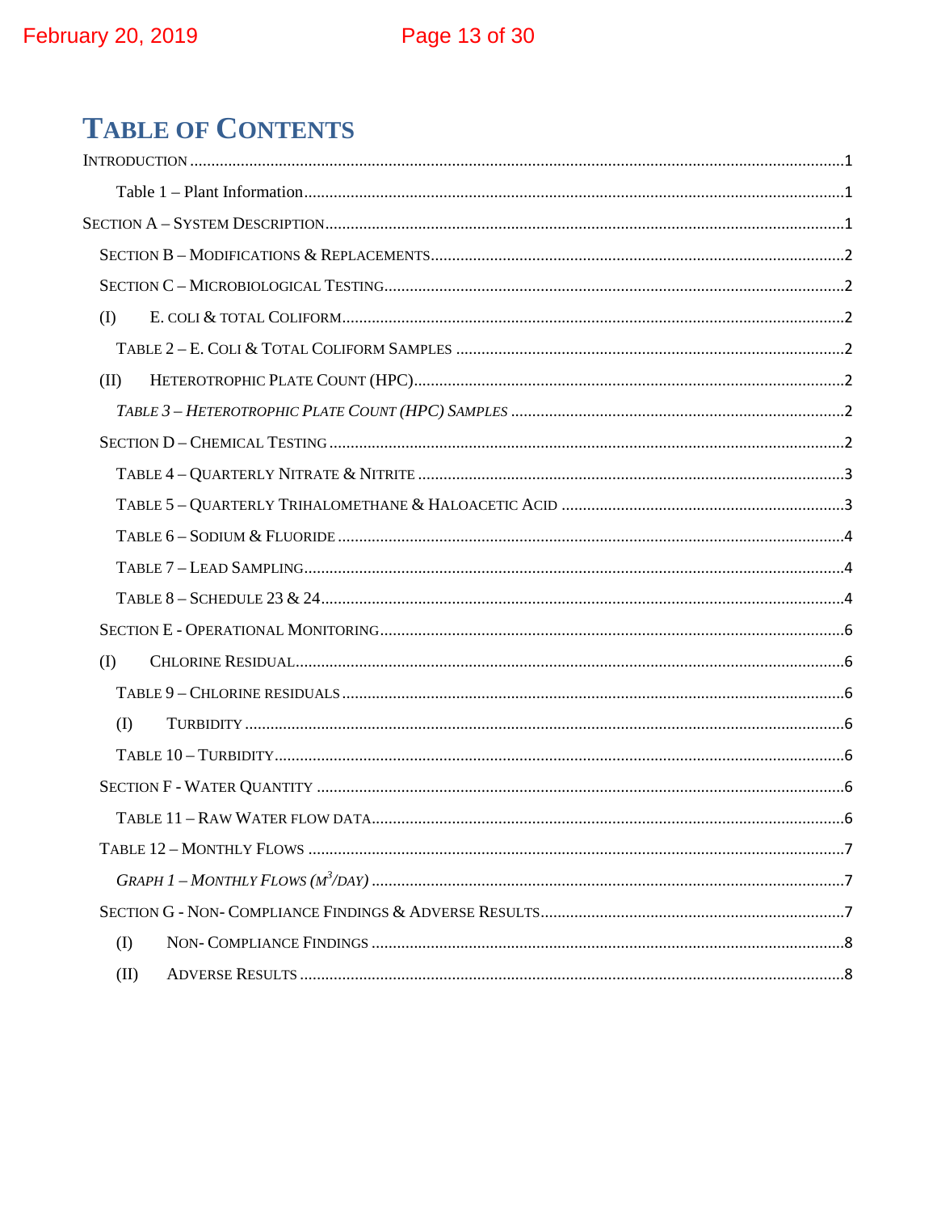# Table of Contents

Introduction ..... 1

- Table 1 – Plant Information ..... 1

Section A – System Description ..... 1

Section B – Modifications & Replacements ..... 2

Section C – Microbiological Testing ..... 2

(I) E. coli & total Coliform ..... 2

- Table 2 – E. Coli & Total Coliform Samples ..... 2

(II) Heterotrophic Plate Count (HPC) ..... 2

- *Table 3 – Heterotrophic Plate Count (HPC) Samples* ..... 2

Section D – Chemical Testing ..... 2

- Table 4 – Quarterly Nitrate & Nitrite ..... 3
- Table 5 – Quarterly Trihalomethane & Haloacetic Acid ..... 3
- Table 6 – Sodium & Fluoride ..... 4
- Table 7 – Lead Sampling ..... 4
- Table 8 – Schedule 23 & 24 ..... 4

Section E - Operational Monitoring ..... 6

(I) Chlorine Residual ..... 6

- Table 9 – Chlorine residuals ..... 6
- (I) Turbidity ..... 6
- Table 10 – Turbidity ..... 6

Section F - Water Quantity ..... 6

- Table 11 – Raw Water flow data ..... 6

Table 12 – Monthly Flows ..... 7

- *Graph 1 – Monthly Flows ($m^3$/day)* ..... 7

Section G - Non- Compliance Findings & Adverse Results ..... 7

- (I) Non- Compliance Findings ..... 8
- (II) Adverse Results ..... 8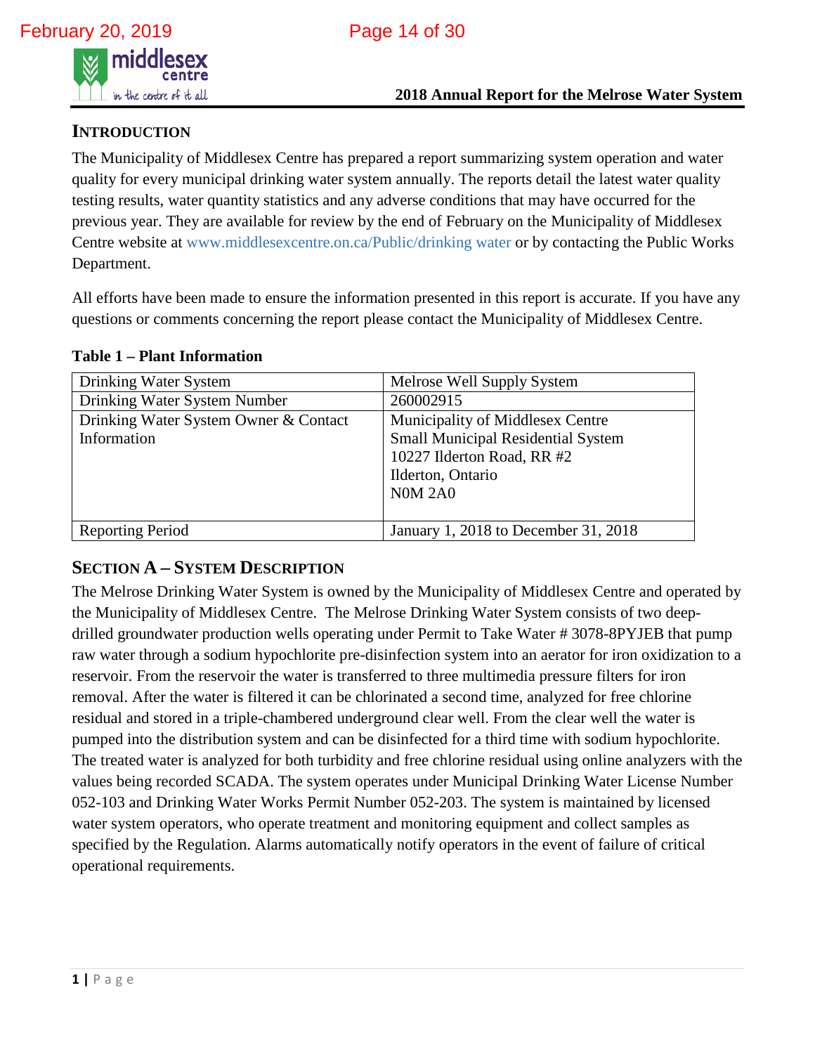## INTRODUCTION

The Municipality of Middlesex Centre has prepared a report summarizing system operation and water quality for every municipal drinking water system annually. The reports detail the latest water quality testing results, water quantity statistics and any adverse conditions that may have occurred for the previous year. They are available for review by the end of February on the Municipality of Middlesex Centre website at www.middlesexcentre.on.ca/Public/drinking water or by contacting the Public Works Department.

All efforts have been made to ensure the information presented in this report is accurate. If you have any questions or comments concerning the report please contact the Municipality of Middlesex Centre.

**Table 1 – Plant Information**

| Drinking Water System | Melrose Well Supply System |
|---|---|
| Drinking Water System Number | 260002915 |
| Drinking Water System Owner & Contact Information | Municipality of Middlesex Centre<br>Small Municipal Residential System<br>10227 Ilderton Road, RR #2<br>Ilderton, Ontario<br>N0M 2A0 |
| Reporting Period | January 1, 2018 to December 31, 2018 |

## SECTION A – SYSTEM DESCRIPTION

The Melrose Drinking Water System is owned by the Municipality of Middlesex Centre and operated by the Municipality of Middlesex Centre. The Melrose Drinking Water System consists of two deep-drilled groundwater production wells operating under Permit to Take Water # 3078-8PYJEB that pump raw water through a sodium hypochlorite pre-disinfection system into an aerator for iron oxidization to a reservoir. From the reservoir the water is transferred to three multimedia pressure filters for iron removal. After the water is filtered it can be chlorinated a second time, analyzed for free chlorine residual and stored in a triple-chambered underground clear well. From the clear well the water is pumped into the distribution system and can be disinfected for a third time with sodium hypochlorite. The treated water is analyzed for both turbidity and free chlorine residual using online analyzers with the values being recorded SCADA. The system operates under Municipal Drinking Water License Number 052-103 and Drinking Water Works Permit Number 052-203. The system is maintained by licensed water system operators, who operate treatment and monitoring equipment and collect samples as specified by the Regulation. Alarms automatically notify operators in the event of failure of critical operational requirements.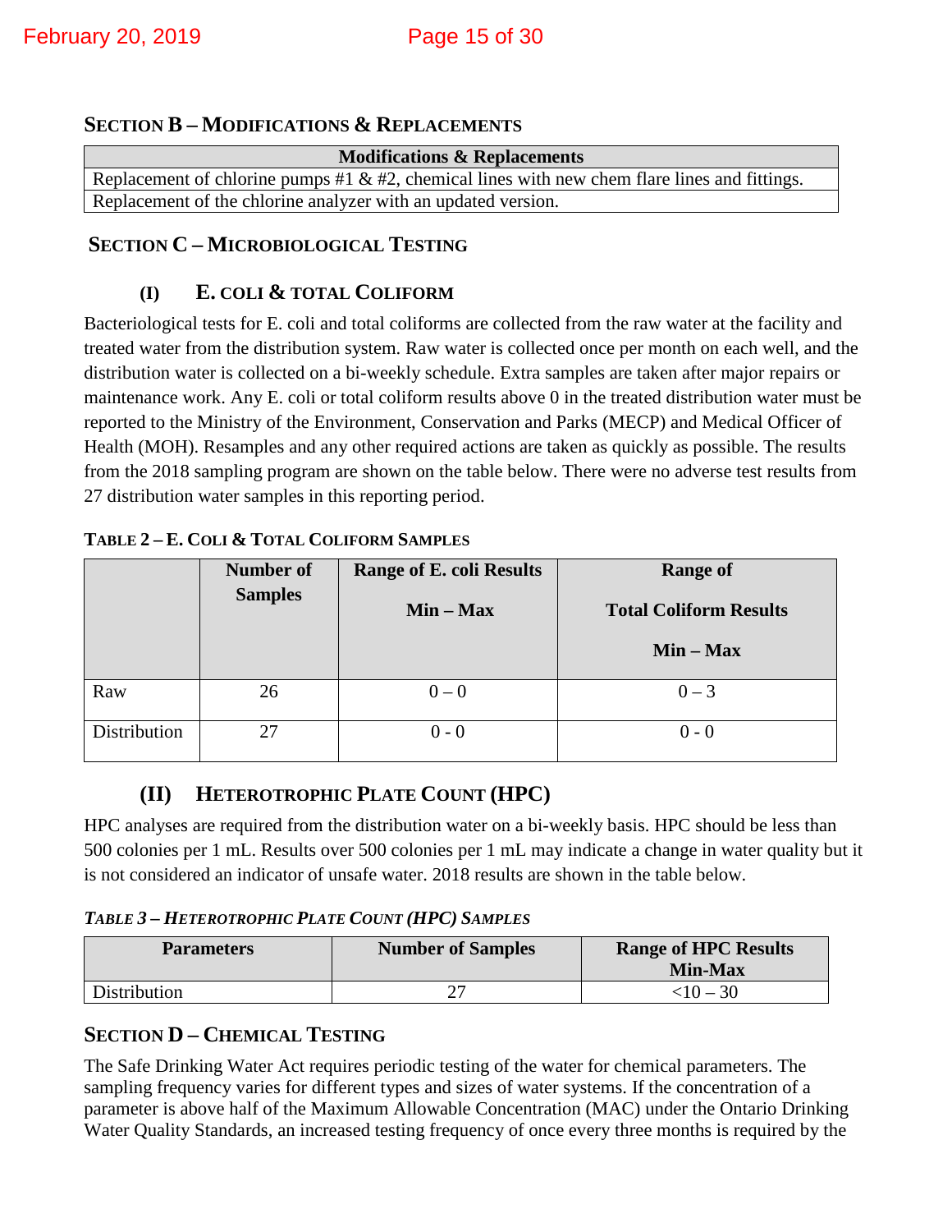## Section B – Modifications & Replacements

| Modifications & Replacements |
|---|
| Replacement of chlorine pumps #1 & #2, chemical lines with new chem flare lines and fittings. |
| Replacement of the chlorine analyzer with an updated version. |

## Section C – Microbiological Testing

### (I) E. coli & Total Coliform

Bacteriological tests for E. coli and total coliforms are collected from the raw water at the facility and treated water from the distribution system. Raw water is collected once per month on each well, and the distribution water is collected on a bi-weekly schedule. Extra samples are taken after major repairs or maintenance work. Any E. coli or total coliform results above 0 in the treated distribution water must be reported to the Ministry of the Environment, Conservation and Parks (MECP) and Medical Officer of Health (MOH). Resamples and any other required actions are taken as quickly as possible. The results from the 2018 sampling program are shown on the table below. There were no adverse test results from 27 distribution water samples in this reporting period.

**Table 2 – E. Coli & Total Coliform Samples**

| | Number of Samples | Range of E. coli Results Min – Max | Range of Total Coliform Results Min – Max |
|---|---|---|---|
| Raw | 26 | 0 – 0 | 0 – 3 |
| Distribution | 27 | 0 - 0 | 0 - 0 |

### (II) Heterotrophic Plate Count (HPC)

HPC analyses are required from the distribution water on a bi-weekly basis. HPC should be less than 500 colonies per 1 mL. Results over 500 colonies per 1 mL may indicate a change in water quality but it is not considered an indicator of unsafe water. 2018 results are shown in the table below.

***Table 3 – Heterotrophic Plate Count (HPC) Samples***

| Parameters | Number of Samples | Range of HPC Results Min-Max |
|---|---|---|
| Distribution | 27 | <10 – 30 |

## Section D – Chemical Testing

The Safe Drinking Water Act requires periodic testing of the water for chemical parameters. The sampling frequency varies for different types and sizes of water systems. If the concentration of a parameter is above half of the Maximum Allowable Concentration (MAC) under the Ontario Drinking Water Quality Standards, an increased testing frequency of once every three months is required by the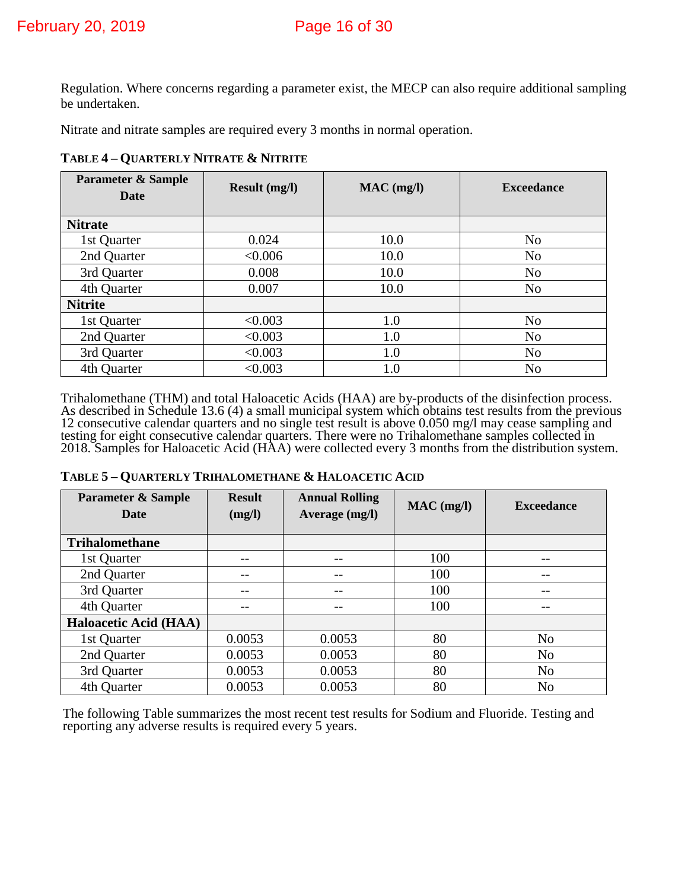Regulation. Where concerns regarding a parameter exist, the MECP can also require additional sampling be undertaken.

Nitrate and nitrate samples are required every 3 months in normal operation.

**TABLE 4 – QUARTERLY NITRATE & NITRITE**

| Parameter & Sample Date | Result (mg/l) | MAC (mg/l) | Exceedance |
|---|---|---|---|
| **Nitrate** | | | |
| 1st Quarter | 0.024 | 10.0 | No |
| 2nd Quarter | <0.006 | 10.0 | No |
| 3rd Quarter | 0.008 | 10.0 | No |
| 4th Quarter | 0.007 | 10.0 | No |
| **Nitrite** | | | |
| 1st Quarter | <0.003 | 1.0 | No |
| 2nd Quarter | <0.003 | 1.0 | No |
| 3rd Quarter | <0.003 | 1.0 | No |
| 4th Quarter | <0.003 | 1.0 | No |

Trihalomethane (THM) and total Haloacetic Acids (HAA) are by-products of the disinfection process. As described in Schedule 13.6 (4) a small municipal system which obtains test results from the previous 12 consecutive calendar quarters and no single test result is above 0.050 mg/l may cease sampling and testing for eight consecutive calendar quarters. There were no Trihalomethane samples collected in 2018. Samples for Haloacetic Acid (HAA) were collected every 3 months from the distribution system.

**TABLE 5 – QUARTERLY TRIHALOMETHANE & HALOACETIC ACID**

| Parameter & Sample Date | Result (mg/l) | Annual Rolling Average (mg/l) | MAC (mg/l) | Exceedance |
|---|---|---|---|---|
| **Trihalomethane** | | | | |
| 1st Quarter | -- | -- | 100 | -- |
| 2nd Quarter | -- | -- | 100 | -- |
| 3rd Quarter | -- | -- | 100 | -- |
| 4th Quarter | -- | -- | 100 | -- |
| **Haloacetic Acid (HAA)** | | | | |
| 1st Quarter | 0.0053 | 0.0053 | 80 | No |
| 2nd Quarter | 0.0053 | 0.0053 | 80 | No |
| 3rd Quarter | 0.0053 | 0.0053 | 80 | No |
| 4th Quarter | 0.0053 | 0.0053 | 80 | No |

The following Table summarizes the most recent test results for Sodium and Fluoride. Testing and reporting any adverse results is required every 5 years.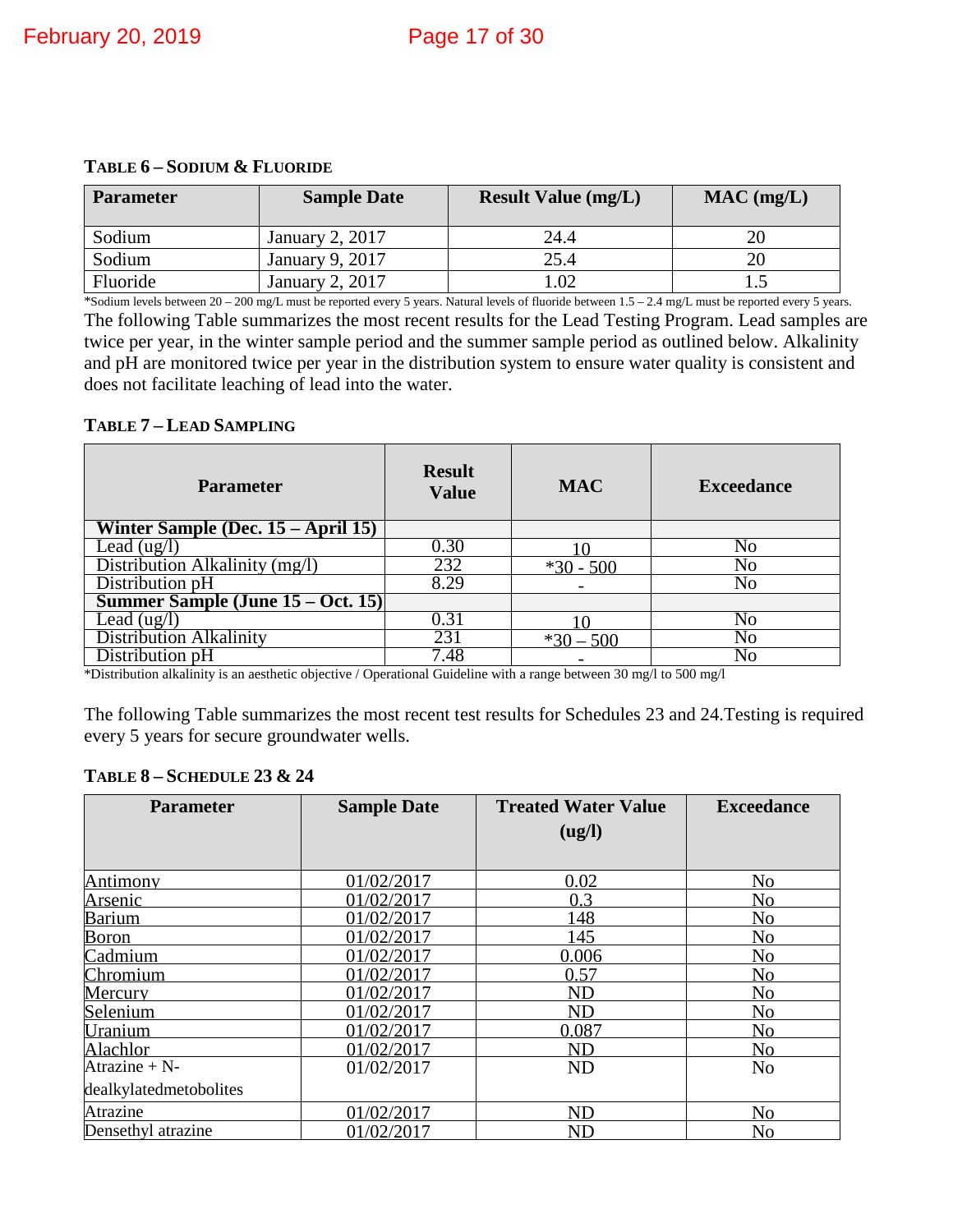**TABLE 6 – SODIUM & FLUORIDE**

| Parameter | Sample Date | Result Value (mg/L) | MAC (mg/L) |
|---|---|---|---|
| Sodium | January 2, 2017 | 24.4 | 20 |
| Sodium | January 9, 2017 | 25.4 | 20 |
| Fluoride | January 2, 2017 | 1.02 | 1.5 |

*Sodium levels between 20 – 200 mg/L must be reported every 5 years. Natural levels of fluoride between 1.5 – 2.4 mg/L must be reported every 5 years.

The following Table summarizes the most recent results for the Lead Testing Program. Lead samples are twice per year, in the winter sample period and the summer sample period as outlined below. Alkalinity and pH are monitored twice per year in the distribution system to ensure water quality is consistent and does not facilitate leaching of lead into the water.

**TABLE 7 – LEAD SAMPLING**

| Parameter | Result Value | MAC | Exceedance |
|---|---|---|---|
| **Winter Sample (Dec. 15 – April 15)** | | | |
| Lead (ug/l) | 0.30 | 10 | No |
| Distribution Alkalinity (mg/l) | 232 | *30 - 500 | No |
| Distribution pH | 8.29 | - | No |
| **Summer Sample (June 15 – Oct. 15)** | | | |
| Lead (ug/l) | 0.31 | 10 | No |
| Distribution Alkalinity | 231 | *30 – 500 | No |
| Distribution pH | 7.48 | - | No |

*Distribution alkalinity is an aesthetic objective / Operational Guideline with a range between 30 mg/l to 500 mg/l

The following Table summarizes the most recent test results for Schedules 23 and 24.Testing is required every 5 years for secure groundwater wells.

**TABLE 8 – SCHEDULE 23 & 24**

| Parameter | Sample Date | Treated Water Value (ug/l) | Exceedance |
|---|---|---|---|
| Antimony | 01/02/2017 | 0.02 | No |
| Arsenic | 01/02/2017 | 0.3 | No |
| Barium | 01/02/2017 | 148 | No |
| Boron | 01/02/2017 | 145 | No |
| Cadmium | 01/02/2017 | 0.006 | No |
| Chromium | 01/02/2017 | 0.57 | No |
| Mercury | 01/02/2017 | ND | No |
| Selenium | 01/02/2017 | ND | No |
| Uranium | 01/02/2017 | 0.087 | No |
| Alachlor | 01/02/2017 | ND | No |
| Atrazine + N-dealkylatedmetobolites | 01/02/2017 | ND | No |
| Atrazine | 01/02/2017 | ND | No |
| Densethyl atrazine | 01/02/2017 | ND | No |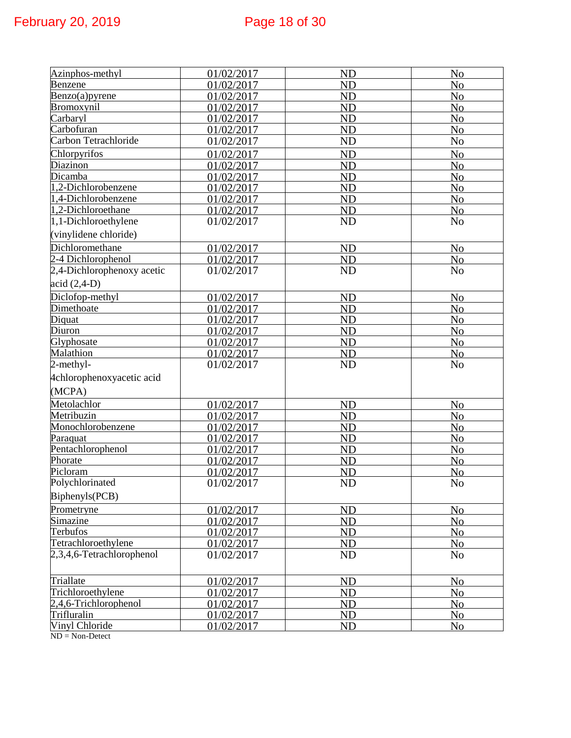| Azinphos-methyl | 01/02/2017 | ND | No |
|---|---|---|---|
| Benzene | 01/02/2017 | ND | No |
| Benzo(a)pyrene | 01/02/2017 | ND | No |
| Bromoxynil | 01/02/2017 | ND | No |
| Carbaryl | 01/02/2017 | ND | No |
| Carbofuran | 01/02/2017 | ND | No |
| Carbon Tetrachloride | 01/02/2017 | ND | No |
| Chlorpyrifos | 01/02/2017 | ND | No |
| Diazinon | 01/02/2017 | ND | No |
| Dicamba | 01/02/2017 | ND | No |
| 1,2-Dichlorobenzene | 01/02/2017 | ND | No |
| 1,4-Dichlorobenzene | 01/02/2017 | ND | No |
| 1,2-Dichloroethane | 01/02/2017 | ND | No |
| 1,1-Dichloroethylene (vinylidene chloride) | 01/02/2017 | ND | No |
| Dichloromethane | 01/02/2017 | ND | No |
| 2-4 Dichlorophenol | 01/02/2017 | ND | No |
| 2,4-Dichlorophenoxy acetic acid (2,4-D) | 01/02/2017 | ND | No |
| Diclofop-methyl | 01/02/2017 | ND | No |
| Dimethoate | 01/02/2017 | ND | No |
| Diquat | 01/02/2017 | ND | No |
| Diuron | 01/02/2017 | ND | No |
| Glyphosate | 01/02/2017 | ND | No |
| Malathion | 01/02/2017 | ND | No |
| 2-methyl-4chlorophenoxyacetic acid (MCPA) | 01/02/2017 | ND | No |
| Metolachlor | 01/02/2017 | ND | No |
| Metribuzin | 01/02/2017 | ND | No |
| Monochlorobenzene | 01/02/2017 | ND | No |
| Paraquat | 01/02/2017 | ND | No |
| Pentachlorophenol | 01/02/2017 | ND | No |
| Phorate | 01/02/2017 | ND | No |
| Picloram | 01/02/2017 | ND | No |
| Polychlorinated Biphenyls(PCB) | 01/02/2017 | ND | No |
| Prometryne | 01/02/2017 | ND | No |
| Simazine | 01/02/2017 | ND | No |
| Terbufos | 01/02/2017 | ND | No |
| Tetrachloroethylene | 01/02/2017 | ND | No |
| 2,3,4,6-Tetrachlorophenol | 01/02/2017 | ND | No |
| Triallate | 01/02/2017 | ND | No |
| Trichloroethylene | 01/02/2017 | ND | No |
| 2,4,6-Trichlorophenol | 01/02/2017 | ND | No |
| Trifluralin | 01/02/2017 | ND | No |
| Vinyl Chloride | 01/02/2017 | ND | No |

ND = Non-Detect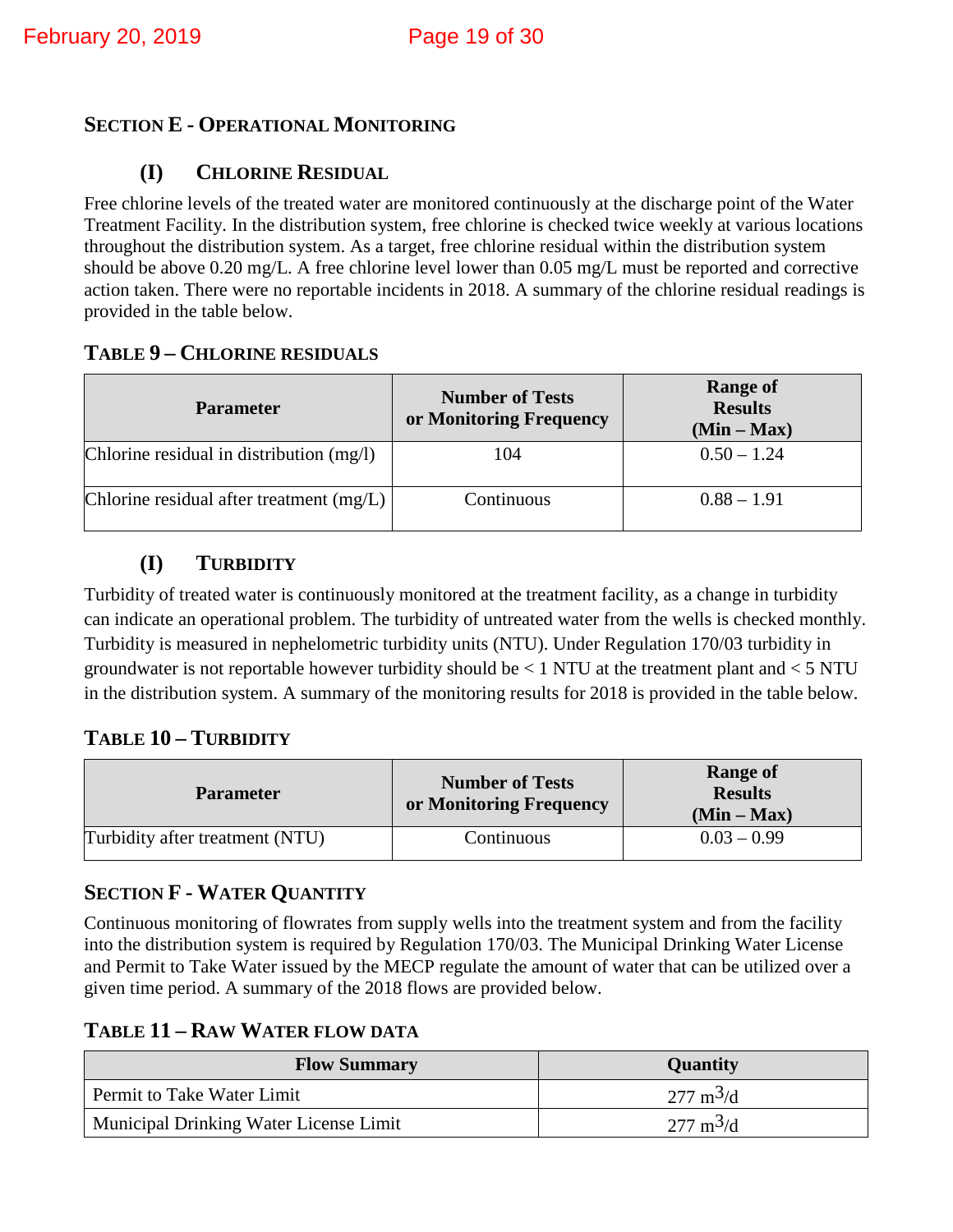## SECTION E - OPERATIONAL MONITORING

### (I) CHLORINE RESIDUAL

Free chlorine levels of the treated water are monitored continuously at the discharge point of the Water Treatment Facility. In the distribution system, free chlorine is checked twice weekly at various locations throughout the distribution system. As a target, free chlorine residual within the distribution system should be above 0.20 mg/L. A free chlorine level lower than 0.05 mg/L must be reported and corrective action taken. There were no reportable incidents in 2018. A summary of the chlorine residual readings is provided in the table below.

**TABLE 9 – CHLORINE RESIDUALS**

| Parameter | Number of Tests or Monitoring Frequency | Range of Results (Min – Max) |
|---|---|---|
| Chlorine residual in distribution (mg/l) | 104 | 0.50 – 1.24 |
| Chlorine residual after treatment (mg/L) | Continuous | 0.88 – 1.91 |

### (I) TURBIDITY

Turbidity of treated water is continuously monitored at the treatment facility, as a change in turbidity can indicate an operational problem. The turbidity of untreated water from the wells is checked monthly. Turbidity is measured in nephelometric turbidity units (NTU). Under Regulation 170/03 turbidity in groundwater is not reportable however turbidity should be < 1 NTU at the treatment plant and < 5 NTU in the distribution system. A summary of the monitoring results for 2018 is provided in the table below.

**TABLE 10 – TURBIDITY**

| Parameter | Number of Tests or Monitoring Frequency | Range of Results (Min – Max) |
|---|---|---|
| Turbidity after treatment (NTU) | Continuous | 0.03 – 0.99 |

## SECTION F - WATER QUANTITY

Continuous monitoring of flowrates from supply wells into the treatment system and from the facility into the distribution system is required by Regulation 170/03. The Municipal Drinking Water License and Permit to Take Water issued by the MECP regulate the amount of water that can be utilized over a given time period. A summary of the 2018 flows are provided below.

**TABLE 11 – RAW WATER FLOW DATA**

| Flow Summary | Quantity |
|---|---|
| Permit to Take Water Limit | 277 $m^3$/d |
| Municipal Drinking Water License Limit | 277 $m^3$/d |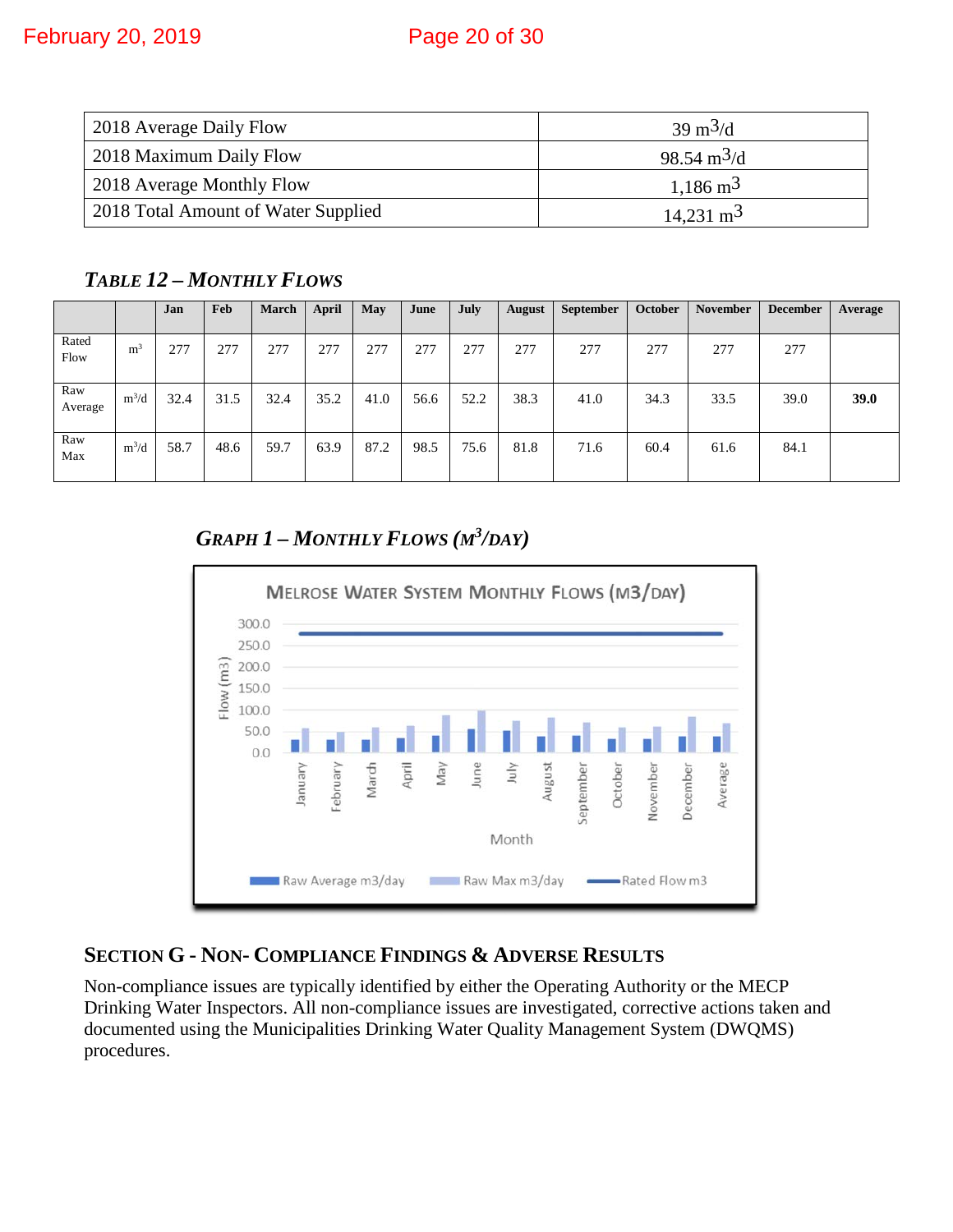| | |
|---|---|
| 2018 Average Daily Flow | 39 $m^3$/d |
| 2018 Maximum Daily Flow | 98.54 $m^3$/d |
| 2018 Average Monthly Flow | 1,186 $m^3$ |
| 2018 Total Amount of Water Supplied | 14,231 $m^3$ |

### *TABLE 12 – MONTHLY FLOWS*

| | | Jan | Feb | March | April | May | June | July | August | September | October | November | December | Average |
|---|---|---|---|---|---|---|---|---|---|---|---|---|---|---|
| Rated Flow | $m^3$ | 277 | 277 | 277 | 277 | 277 | 277 | 277 | 277 | 277 | 277 | 277 | 277 | |
| Raw Average | $m^3$/d | 32.4 | 31.5 | 32.4 | 35.2 | 41.0 | 56.6 | 52.2 | 38.3 | 41.0 | 34.3 | 33.5 | 39.0 | **39.0** |
| Raw Max | $m^3$/d | 58.7 | 48.6 | 59.7 | 63.9 | 87.2 | 98.5 | 75.6 | 81.8 | 71.6 | 60.4 | 61.6 | 84.1 | |

### *GRAPH 1 – MONTHLY FLOWS ($M^3$/DAY)*

## SECTION G - NON- COMPLIANCE FINDINGS & ADVERSE RESULTS

Non-compliance issues are typically identified by either the Operating Authority or the MECP Drinking Water Inspectors. All non-compliance issues are investigated, corrective actions taken and documented using the Municipalities Drinking Water Quality Management System (DWQMS) procedures.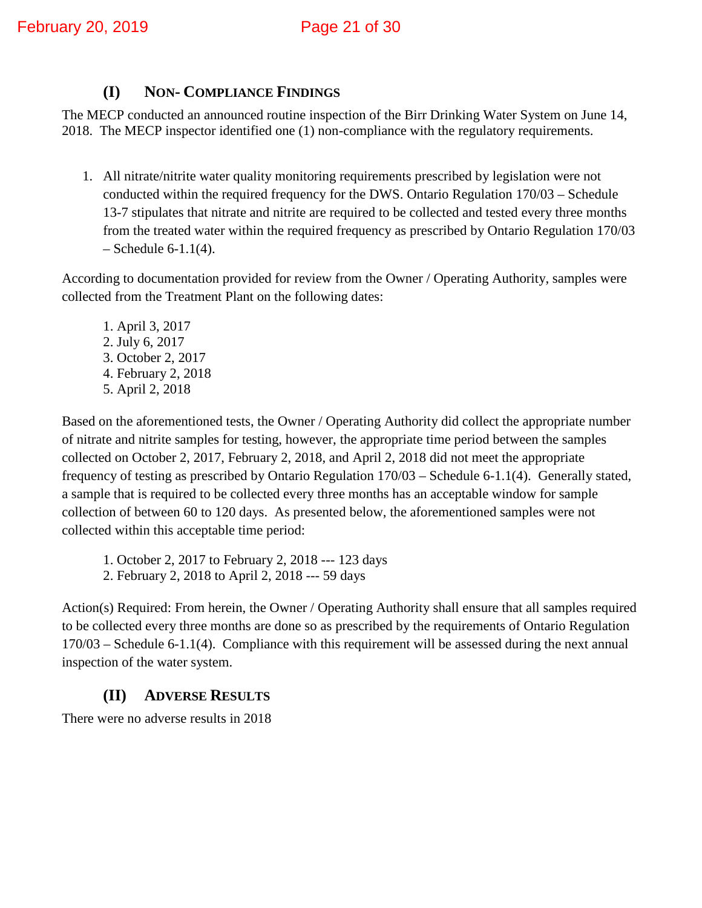## (I) Non- Compliance Findings

The MECP conducted an announced routine inspection of the Birr Drinking Water System on June 14, 2018. The MECP inspector identified one (1) non-compliance with the regulatory requirements.

1. All nitrate/nitrite water quality monitoring requirements prescribed by legislation were not conducted within the required frequency for the DWS. Ontario Regulation 170/03 – Schedule 13-7 stipulates that nitrate and nitrite are required to be collected and tested every three months from the treated water within the required frequency as prescribed by Ontario Regulation 170/03 – Schedule 6-1.1(4).

According to documentation provided for review from the Owner / Operating Authority, samples were collected from the Treatment Plant on the following dates:

1. April 3, 2017
2. July 6, 2017
3. October 2, 2017
4. February 2, 2018
5. April 2, 2018

Based on the aforementioned tests, the Owner / Operating Authority did collect the appropriate number of nitrate and nitrite samples for testing, however, the appropriate time period between the samples collected on October 2, 2017, February 2, 2018, and April 2, 2018 did not meet the appropriate frequency of testing as prescribed by Ontario Regulation 170/03 – Schedule 6-1.1(4). Generally stated, a sample that is required to be collected every three months has an acceptable window for sample collection of between 60 to 120 days. As presented below, the aforementioned samples were not collected within this acceptable time period:

1. October 2, 2017 to February 2, 2018 --- 123 days
2. February 2, 2018 to April 2, 2018 --- 59 days

Action(s) Required: From herein, the Owner / Operating Authority shall ensure that all samples required to be collected every three months are done so as prescribed by the requirements of Ontario Regulation 170/03 – Schedule 6-1.1(4). Compliance with this requirement will be assessed during the next annual inspection of the water system.

## (II) Adverse Results

There were no adverse results in 2018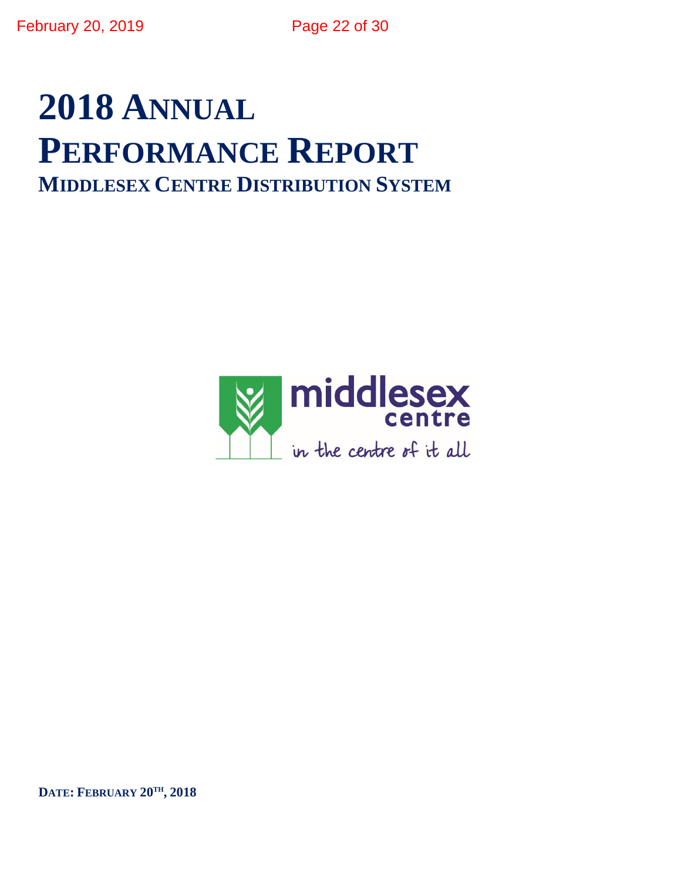# 2018 Annual Performance Report

## Middlesex Centre Distribution System

middlesex centre

in the centre of it all

**Date: February 20th, 2018**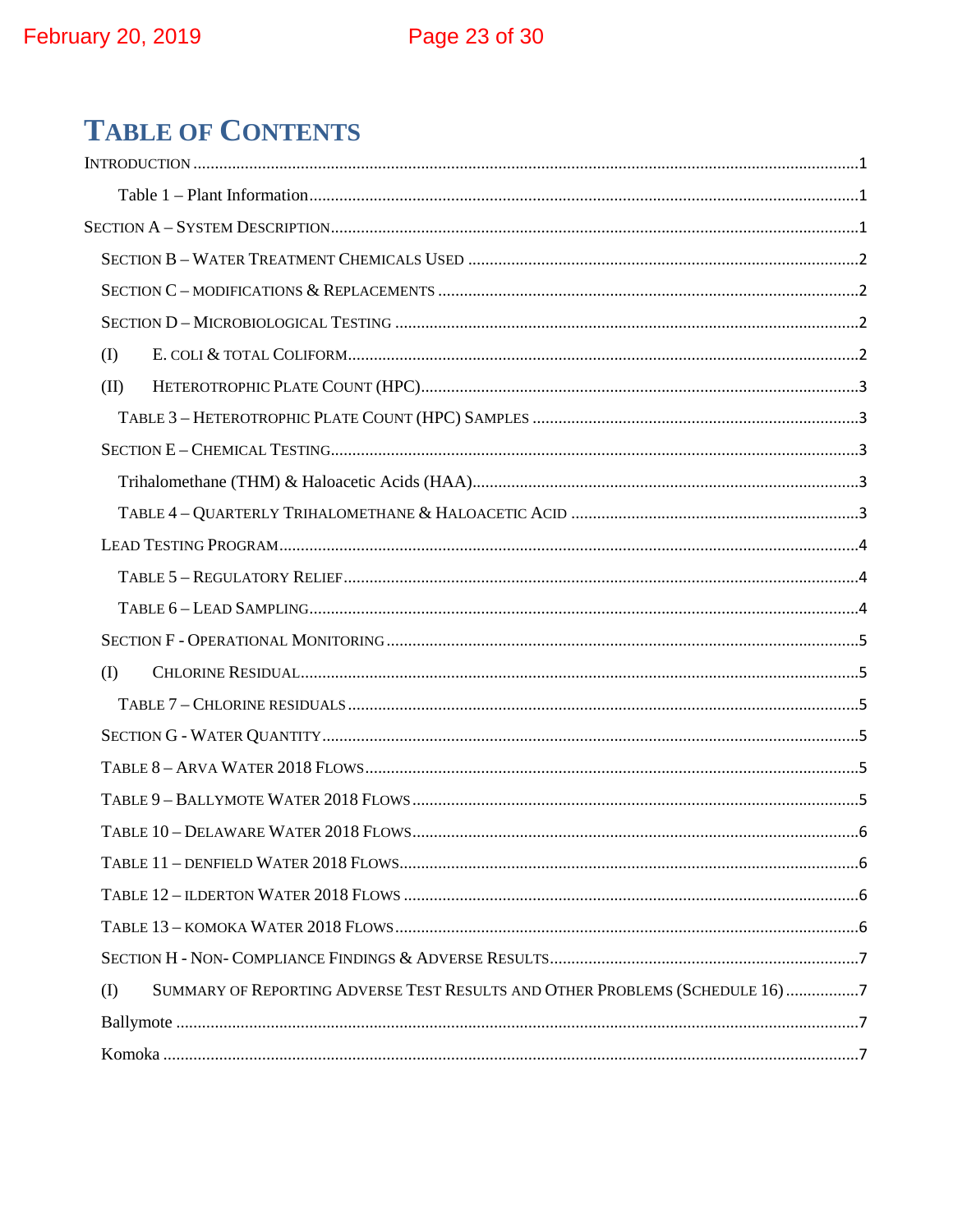# Table of Contents

Introduction ........................................................................................................................................ 1

Table 1 – Plant Information ................................................................................................................ 1

Section A – System Description .......................................................................................................... 1

Section B – Water Treatment Chemicals Used .................................................................................... 2

Section C – modifications & Replacements ........................................................................................ 2

Section D – Microbiological Testing ................................................................................................... 2

(I) E. coli & total Coliform ................................................................................................................... 2

(II) Heterotrophic Plate Count (HPC) .................................................................................................. 3

Table 3 – Heterotrophic Plate Count (HPC) Samples ......................................................................... 3

Section E – Chemical Testing .............................................................................................................. 3

Trihalomethane (THM) & Haloacetic Acids (HAA) ............................................................................. 3

Table 4 – Quarterly Trihalomethane & Haloacetic Acid ..................................................................... 3

Lead Testing Program ......................................................................................................................... 4

Table 5 – Regulatory Relief ................................................................................................................. 4

Table 6 – Lead Sampling ..................................................................................................................... 4

Section F - Operational Monitoring ..................................................................................................... 5

(I) Chlorine Residual ........................................................................................................................... 5

Table 7 – Chlorine residuals ................................................................................................................ 5

Section G - Water Quantity ................................................................................................................. 5

Table 8 – Arva Water 2018 Flows ....................................................................................................... 5

Table 9 – Ballymote Water 2018 Flows .............................................................................................. 5

Table 10 – Delaware Water 2018 Flows ............................................................................................. 6

Table 11 – denfield Water 2018 Flows ............................................................................................... 6

Table 12 – ilderton Water 2018 Flows ................................................................................................ 6

Table 13 – komoka Water 2018 Flows ................................................................................................ 6

Section H - Non- Compliance Findings & Adverse Results .................................................................. 7

(I) Summary of Reporting Adverse Test Results and Other Problems (Schedule 16) ......................... 7

Ballymote ............................................................................................................................................ 7

Komoka ............................................................................................................................................... 7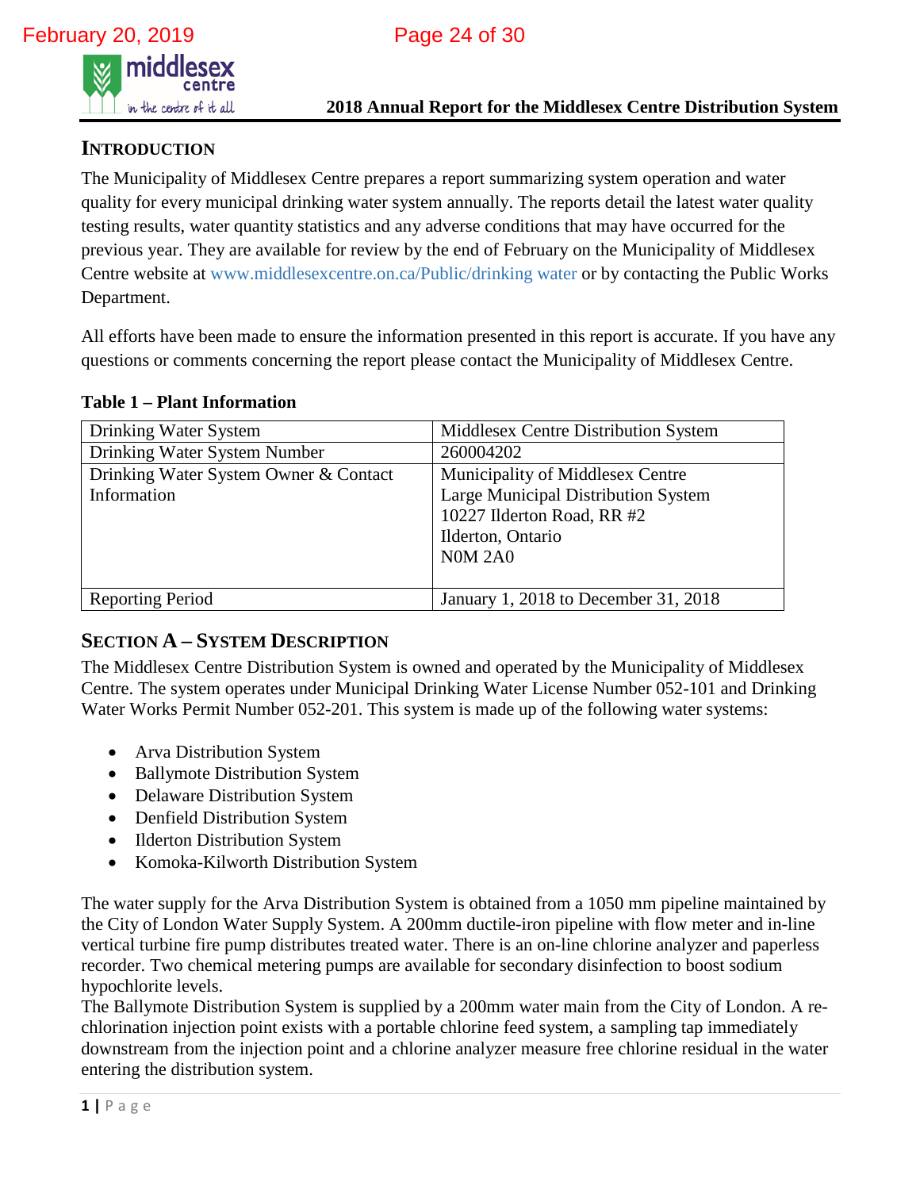## INTRODUCTION

The Municipality of Middlesex Centre prepares a report summarizing system operation and water quality for every municipal drinking water system annually. The reports detail the latest water quality testing results, water quantity statistics and any adverse conditions that may have occurred for the previous year. They are available for review by the end of February on the Municipality of Middlesex Centre website at www.middlesexcentre.on.ca/Public/drinking water or by contacting the Public Works Department.

All efforts have been made to ensure the information presented in this report is accurate. If you have any questions or comments concerning the report please contact the Municipality of Middlesex Centre.

**Table 1 – Plant Information**

| Drinking Water System | Middlesex Centre Distribution System |
|---|---|
| Drinking Water System Number | 260004202 |
| Drinking Water System Owner & Contact Information | Municipality of Middlesex Centre<br>Large Municipal Distribution System<br>10227 Ilderton Road, RR #2<br>Ilderton, Ontario<br>N0M 2A0 |
| Reporting Period | January 1, 2018 to December 31, 2018 |

## SECTION A – SYSTEM DESCRIPTION

The Middlesex Centre Distribution System is owned and operated by the Municipality of Middlesex Centre. The system operates under Municipal Drinking Water License Number 052-101 and Drinking Water Works Permit Number 052-201. This system is made up of the following water systems:

- Arva Distribution System
- Ballymote Distribution System
- Delaware Distribution System
- Denfield Distribution System
- Ilderton Distribution System
- Komoka-Kilworth Distribution System

The water supply for the Arva Distribution System is obtained from a 1050 mm pipeline maintained by the City of London Water Supply System. A 200mm ductile-iron pipeline with flow meter and in-line vertical turbine fire pump distributes treated water. There is an on-line chlorine analyzer and paperless recorder. Two chemical metering pumps are available for secondary disinfection to boost sodium hypochlorite levels.

The Ballymote Distribution System is supplied by a 200mm water main from the City of London. A re-chlorination injection point exists with a portable chlorine feed system, a sampling tap immediately downstream from the injection point and a chlorine analyzer measure free chlorine residual in the water entering the distribution system.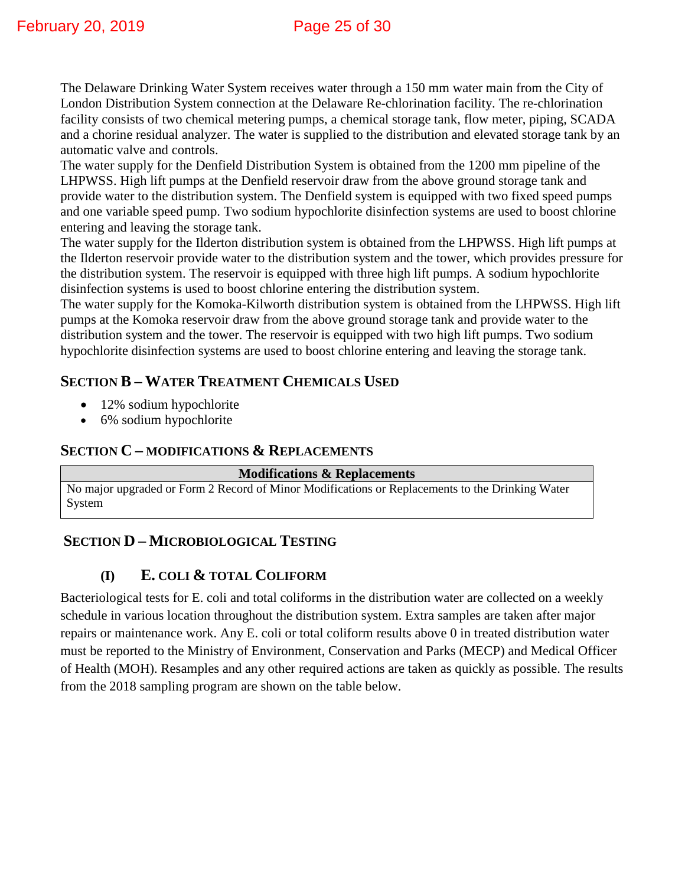The Delaware Drinking Water System receives water through a 150 mm water main from the City of London Distribution System connection at the Delaware Re-chlorination facility. The re-chlorination facility consists of two chemical metering pumps, a chemical storage tank, flow meter, piping, SCADA and a chorine residual analyzer. The water is supplied to the distribution and elevated storage tank by an automatic valve and controls.

The water supply for the Denfield Distribution System is obtained from the 1200 mm pipeline of the LHPWSS. High lift pumps at the Denfield reservoir draw from the above ground storage tank and provide water to the distribution system. The Denfield system is equipped with two fixed speed pumps and one variable speed pump. Two sodium hypochlorite disinfection systems are used to boost chlorine entering and leaving the storage tank.

The water supply for the Ilderton distribution system is obtained from the LHPWSS. High lift pumps at the Ilderton reservoir provide water to the distribution system and the tower, which provides pressure for the distribution system. The reservoir is equipped with three high lift pumps. A sodium hypochlorite disinfection systems is used to boost chlorine entering the distribution system.

The water supply for the Komoka-Kilworth distribution system is obtained from the LHPWSS. High lift pumps at the Komoka reservoir draw from the above ground storage tank and provide water to the distribution system and the tower. The reservoir is equipped with two high lift pumps. Two sodium hypochlorite disinfection systems are used to boost chlorine entering and leaving the storage tank.

## Section B – Water Treatment Chemicals Used

- 12% sodium hypochlorite
- 6% sodium hypochlorite

## Section C – Modifications & Replacements

| Modifications & Replacements |
|---|
| No major upgraded or Form 2 Record of Minor Modifications or Replacements to the Drinking Water System |

## Section D – Microbiological Testing

### (I) E. coli & Total Coliform

Bacteriological tests for E. coli and total coliforms in the distribution water are collected on a weekly schedule in various location throughout the distribution system. Extra samples are taken after major repairs or maintenance work. Any E. coli or total coliform results above 0 in treated distribution water must be reported to the Ministry of Environment, Conservation and Parks (MECP) and Medical Officer of Health (MOH). Resamples and any other required actions are taken as quickly as possible. The results from the 2018 sampling program are shown on the table below.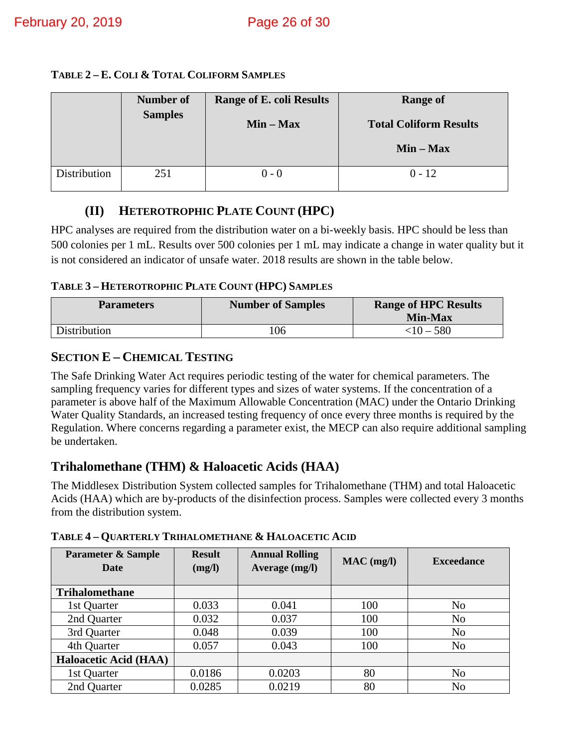**TABLE 2 – E. COLI & TOTAL COLIFORM SAMPLES**

| | Number of Samples | Range of E. coli Results Min – Max | Range of Total Coliform Results Min – Max |
|---|---|---|---|
| Distribution | 251 | 0 - 0 | 0 - 12 |

### (II) HETEROTROPHIC PLATE COUNT (HPC)

HPC analyses are required from the distribution water on a bi-weekly basis. HPC should be less than 500 colonies per 1 mL. Results over 500 colonies per 1 mL may indicate a change in water quality but it is not considered an indicator of unsafe water. 2018 results are shown in the table below.

**TABLE 3 – HETEROTROPHIC PLATE COUNT (HPC) SAMPLES**

| Parameters | Number of Samples | Range of HPC Results Min-Max |
|---|---|---|
| Distribution | 106 | <10 – 580 |

## SECTION E – CHEMICAL TESTING

The Safe Drinking Water Act requires periodic testing of the water for chemical parameters. The sampling frequency varies for different types and sizes of water systems. If the concentration of a parameter is above half of the Maximum Allowable Concentration (MAC) under the Ontario Drinking Water Quality Standards, an increased testing frequency of once every three months is required by the Regulation. Where concerns regarding a parameter exist, the MECP can also require additional sampling be undertaken.

## Trihalomethane (THM) & Haloacetic Acids (HAA)

The Middlesex Distribution System collected samples for Trihalomethane (THM) and total Haloacetic Acids (HAA) which are by-products of the disinfection process. Samples were collected every 3 months from the distribution system.

**TABLE 4 – QUARTERLY TRIHALOMETHANE & HALOACETIC ACID**

| Parameter & Sample Date | Result (mg/l) | Annual Rolling Average (mg/l) | MAC (mg/l) | Exceedance |
|---|---|---|---|---|
| **Trihalomethane** | | | | |
| 1st Quarter | 0.033 | 0.041 | 100 | No |
| 2nd Quarter | 0.032 | 0.037 | 100 | No |
| 3rd Quarter | 0.048 | 0.039 | 100 | No |
| 4th Quarter | 0.057 | 0.043 | 100 | No |
| **Haloacetic Acid (HAA)** | | | | |
| 1st Quarter | 0.0186 | 0.0203 | 80 | No |
| 2nd Quarter | 0.0285 | 0.0219 | 80 | No |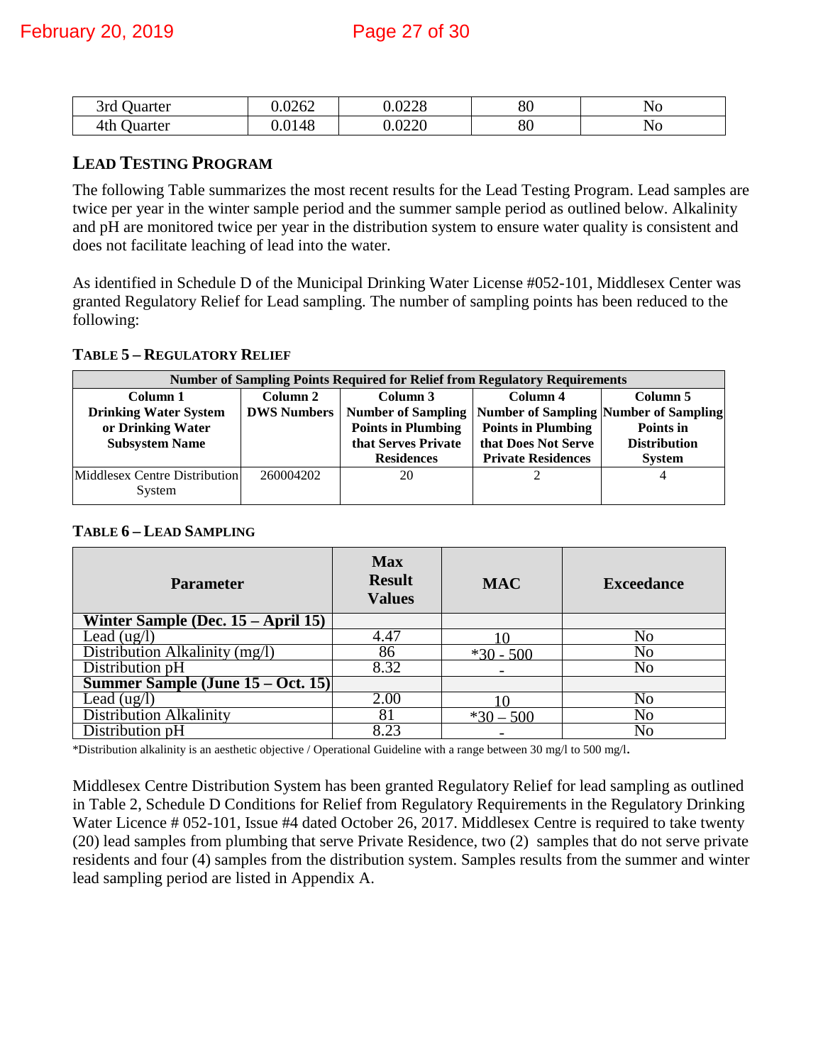| 3rd Quarter | 0.0262 | 0.0228 | 80 | No |
|---|---|---|---|---|
| 4th Quarter | 0.0148 | 0.0220 | 80 | No |

## LEAD TESTING PROGRAM

The following Table summarizes the most recent results for the Lead Testing Program. Lead samples are twice per year in the winter sample period and the summer sample period as outlined below. Alkalinity and pH are monitored twice per year in the distribution system to ensure water quality is consistent and does not facilitate leaching of lead into the water.

As identified in Schedule D of the Municipal Drinking Water License #052-101, Middlesex Center was granted Regulatory Relief for Lead sampling. The number of sampling points has been reduced to the following:

**TABLE 5 – REGULATORY RELIEF**

| Number of Sampling Points Required for Relief from Regulatory Requirements | | | | |
|---|---|---|---|---|
| **Column 1 Drinking Water System or Drinking Water Subsystem Name** | **Column 2 DWS Numbers** | **Column 3 Number of Sampling Points in Plumbing that Serves Private Residences** | **Column 4 Number of Sampling Points in Plumbing that Does Not Serve Private Residences** | **Column 5 Number of Sampling Points in Distribution System** |
| Middlesex Centre Distribution System | 260004202 | 20 | 2 | 4 |

**TABLE 6 – LEAD SAMPLING**

| Parameter | Max Result Values | MAC | Exceedance |
|---|---|---|---|
| **Winter Sample (Dec. 15 – April 15)** | | | |
| Lead (ug/l) | 4.47 | 10 | No |
| Distribution Alkalinity (mg/l) | 86 | *30 - 500 | No |
| Distribution pH | 8.32 | - | No |
| **Summer Sample (June 15 – Oct. 15)** | | | |
| Lead (ug/l) | 2.00 | 10 | No |
| Distribution Alkalinity | 81 | *30 – 500 | No |
| Distribution pH | 8.23 | - | No |

*Distribution alkalinity is an aesthetic objective / Operational Guideline with a range between 30 mg/l to 500 mg/l.

Middlesex Centre Distribution System has been granted Regulatory Relief for lead sampling as outlined in Table 2, Schedule D Conditions for Relief from Regulatory Requirements in the Regulatory Drinking Water Licence # 052-101, Issue #4 dated October 26, 2017. Middlesex Centre is required to take twenty (20) lead samples from plumbing that serve Private Residence, two (2) samples that do not serve private residents and four (4) samples from the distribution system. Samples results from the summer and winter lead sampling period are listed in Appendix A.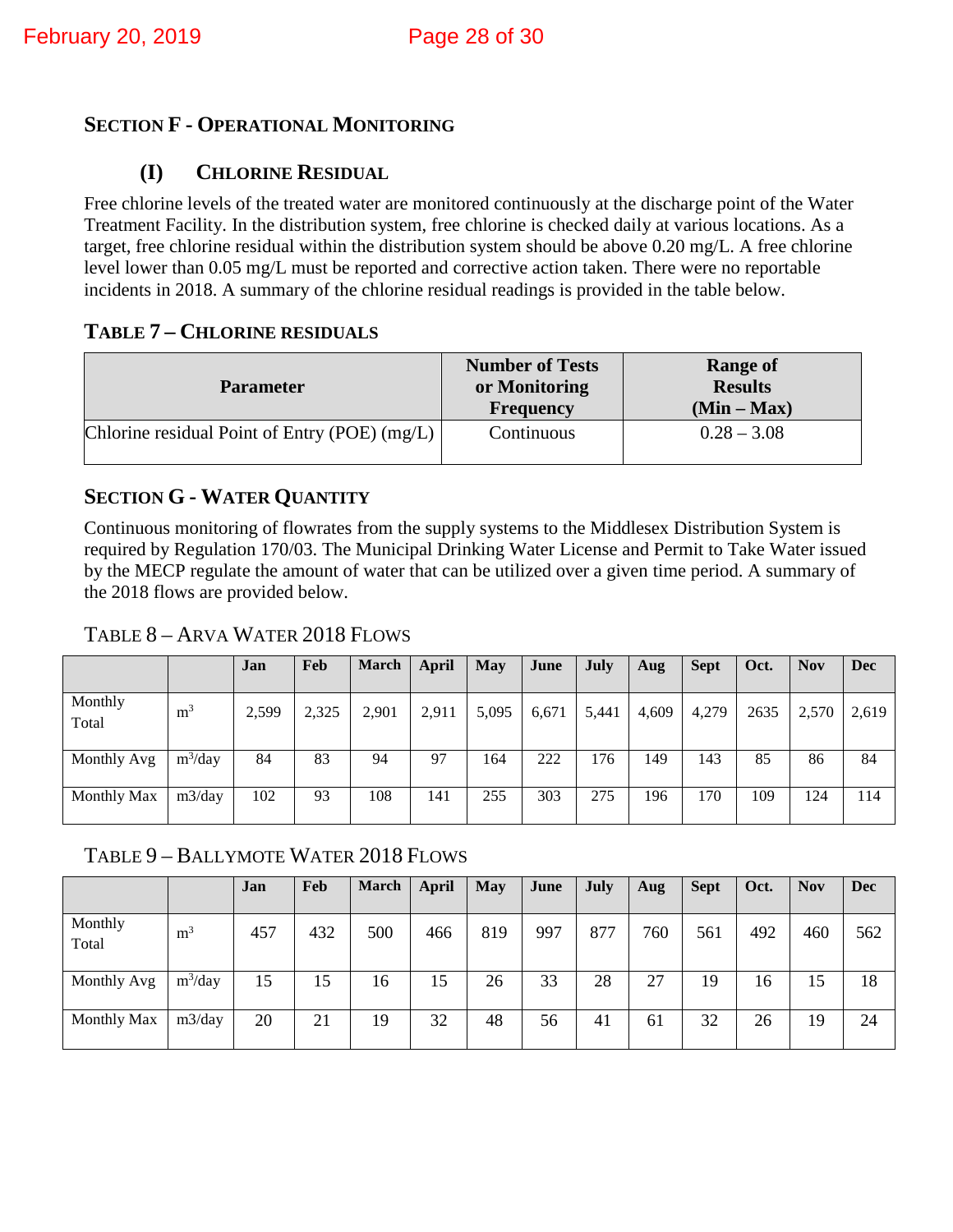## SECTION F - OPERATIONAL MONITORING

### (I) CHLORINE RESIDUAL

Free chlorine levels of the treated water are monitored continuously at the discharge point of the Water Treatment Facility. In the distribution system, free chlorine is checked daily at various locations. As a target, free chlorine residual within the distribution system should be above 0.20 mg/L. A free chlorine level lower than 0.05 mg/L must be reported and corrective action taken. There were no reportable incidents in 2018. A summary of the chlorine residual readings is provided in the table below.

### TABLE 7 – CHLORINE RESIDUALS

| Parameter | Number of Tests or Monitoring Frequency | Range of Results (Min – Max) |
|---|---|---|
| Chlorine residual Point of Entry (POE) (mg/L) | Continuous | 0.28 – 3.08 |

## SECTION G - WATER QUANTITY

Continuous monitoring of flowrates from the supply systems to the Middlesex Distribution System is required by Regulation 170/03. The Municipal Drinking Water License and Permit to Take Water issued by the MECP regulate the amount of water that can be utilized over a given time period. A summary of the 2018 flows are provided below.

TABLE 8 – ARVA WATER 2018 FLOWS

| | | Jan | Feb | March | April | May | June | July | Aug | Sept | Oct. | Nov | Dec |
|---|---|---|---|---|---|---|---|---|---|---|---|---|---|
| Monthly Total | $m^3$ | 2,599 | 2,325 | 2,901 | 2,911 | 5,095 | 6,671 | 5,441 | 4,609 | 4,279 | 2635 | 2,570 | 2,619 |
| Monthly Avg | $m^3$/day | 84 | 83 | 94 | 97 | 164 | 222 | 176 | 149 | 143 | 85 | 86 | 84 |
| Monthly Max | m3/day | 102 | 93 | 108 | 141 | 255 | 303 | 275 | 196 | 170 | 109 | 124 | 114 |

TABLE 9 – BALLYMOTE WATER 2018 FLOWS

| | | Jan | Feb | March | April | May | June | July | Aug | Sept | Oct. | Nov | Dec |
|---|---|---|---|---|---|---|---|---|---|---|---|---|---|
| Monthly Total | $m^3$ | 457 | 432 | 500 | 466 | 819 | 997 | 877 | 760 | 561 | 492 | 460 | 562 |
| Monthly Avg | $m^3$/day | 15 | 15 | 16 | 15 | 26 | 33 | 28 | 27 | 19 | 16 | 15 | 18 |
| Monthly Max | m3/day | 20 | 21 | 19 | 32 | 48 | 56 | 41 | 61 | 32 | 26 | 19 | 24 |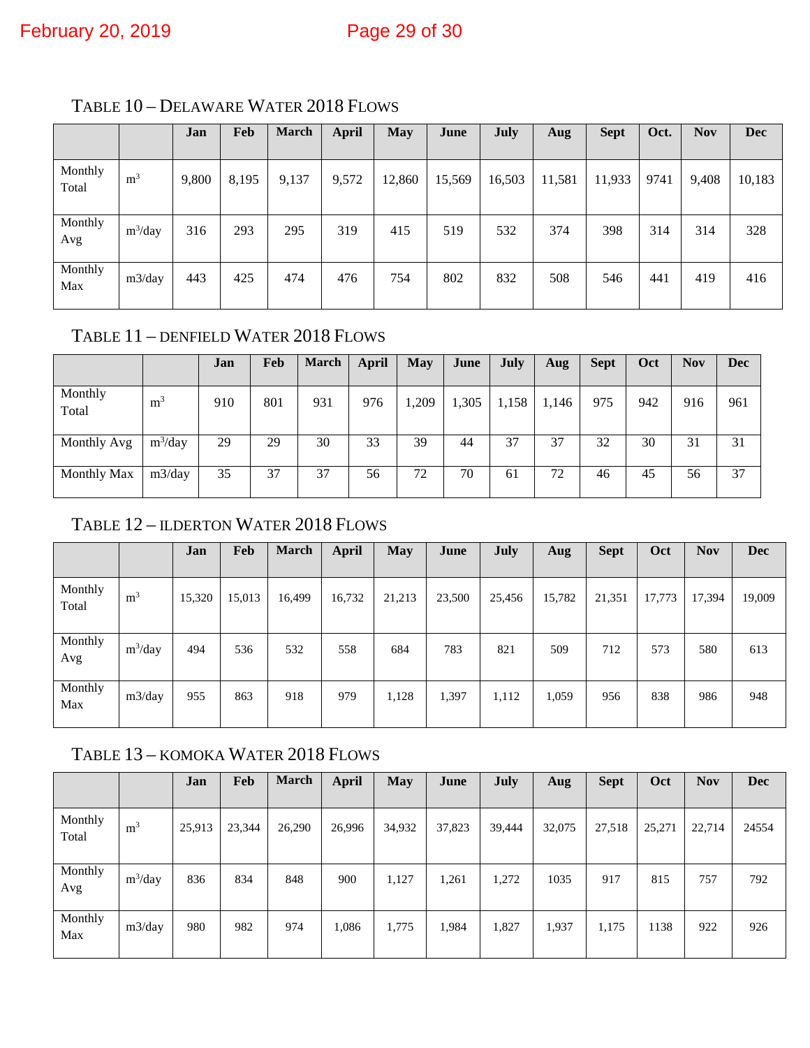TABLE 10 – DELAWARE WATER 2018 FLOWS

| | | Jan | Feb | March | April | May | June | July | Aug | Sept | Oct. | Nov | Dec |
|---|---|---|---|---|---|---|---|---|---|---|---|---|---|
| Monthly Total | $m^3$ | 9,800 | 8,195 | 9,137 | 9,572 | 12,860 | 15,569 | 16,503 | 11,581 | 11,933 | 9741 | 9,408 | 10,183 |
| Monthly Avg | $m^3$/day | 316 | 293 | 295 | 319 | 415 | 519 | 532 | 374 | 398 | 314 | 314 | 328 |
| Monthly Max | m3/day | 443 | 425 | 474 | 476 | 754 | 802 | 832 | 508 | 546 | 441 | 419 | 416 |

TABLE 11 – DENFIELD WATER 2018 FLOWS

| | | Jan | Feb | March | April | May | June | July | Aug | Sept | Oct | Nov | Dec |
|---|---|---|---|---|---|---|---|---|---|---|---|---|---|
| Monthly Total | $m^3$ | 910 | 801 | 931 | 976 | 1,209 | 1,305 | 1,158 | 1,146 | 975 | 942 | 916 | 961 |
| Monthly Avg | $m^3$/day | 29 | 29 | 30 | 33 | 39 | 44 | 37 | 37 | 32 | 30 | 31 | 31 |
| Monthly Max | m3/day | 35 | 37 | 37 | 56 | 72 | 70 | 61 | 72 | 46 | 45 | 56 | 37 |

TABLE 12 – ILDERTON WATER 2018 FLOWS

| | | Jan | Feb | March | April | May | June | July | Aug | Sept | Oct | Nov | Dec |
|---|---|---|---|---|---|---|---|---|---|---|---|---|---|
| Monthly Total | $m^3$ | 15,320 | 15,013 | 16,499 | 16,732 | 21,213 | 23,500 | 25,456 | 15,782 | 21,351 | 17,773 | 17,394 | 19,009 |
| Monthly Avg | $m^3$/day | 494 | 536 | 532 | 558 | 684 | 783 | 821 | 509 | 712 | 573 | 580 | 613 |
| Monthly Max | m3/day | 955 | 863 | 918 | 979 | 1,128 | 1,397 | 1,112 | 1,059 | 956 | 838 | 986 | 948 |

TABLE 13 – KOMOKA WATER 2018 FLOWS

| | | Jan | Feb | March | April | May | June | July | Aug | Sept | Oct | Nov | Dec |
|---|---|---|---|---|---|---|---|---|---|---|---|---|---|
| Monthly Total | $m^3$ | 25,913 | 23,344 | 26,290 | 26,996 | 34,932 | 37,823 | 39,444 | 32,075 | 27,518 | 25,271 | 22,714 | 24554 |
| Monthly Avg | $m^3$/day | 836 | 834 | 848 | 900 | 1,127 | 1,261 | 1,272 | 1035 | 917 | 815 | 757 | 792 |
| Monthly Max | m3/day | 980 | 982 | 974 | 1,086 | 1,775 | 1,984 | 1,827 | 1,937 | 1,175 | 1138 | 922 | 926 |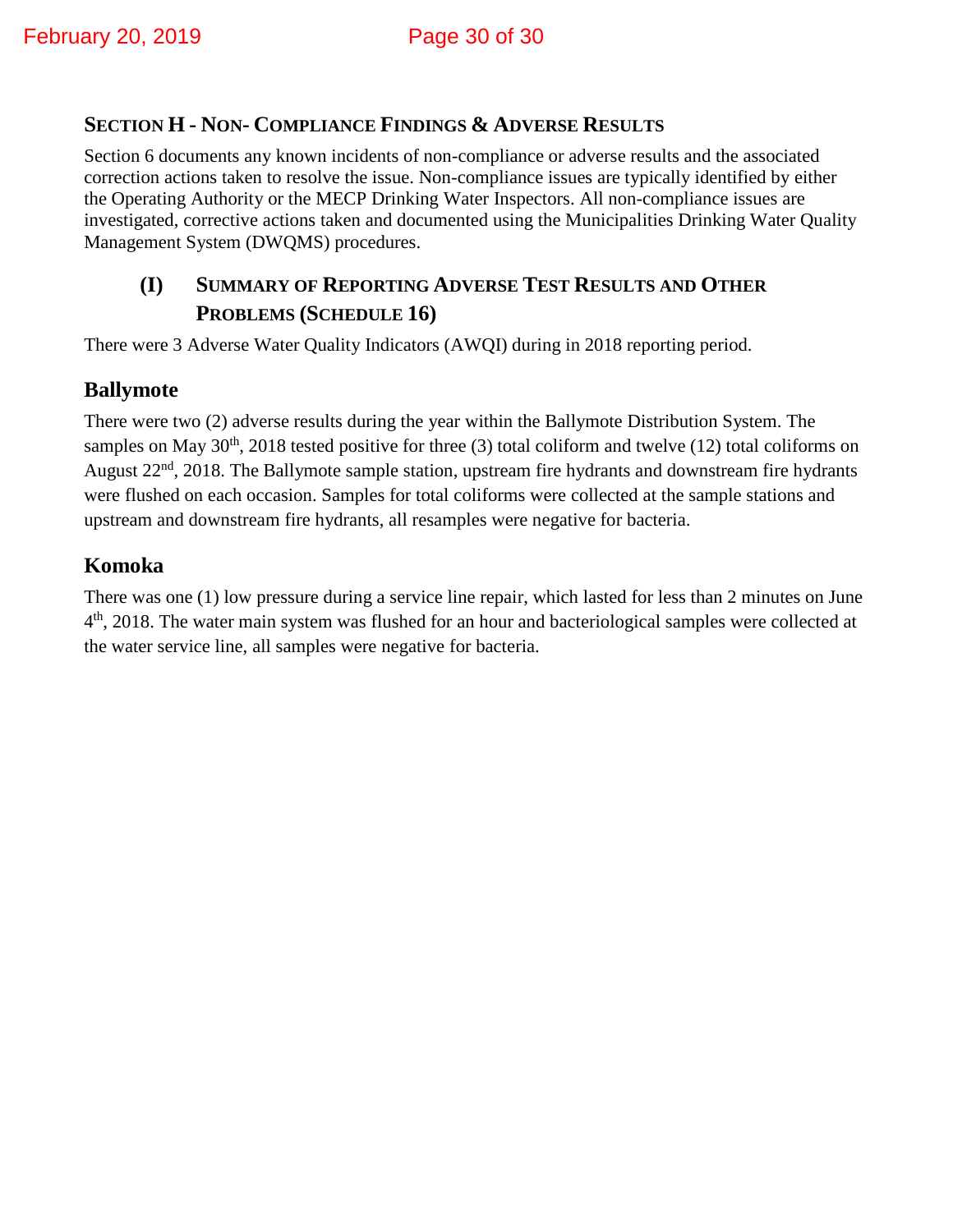## SECTION H - NON- COMPLIANCE FINDINGS & ADVERSE RESULTS

Section 6 documents any known incidents of non-compliance or adverse results and the associated correction actions taken to resolve the issue. Non-compliance issues are typically identified by either the Operating Authority or the MECP Drinking Water Inspectors. All non-compliance issues are investigated, corrective actions taken and documented using the Municipalities Drinking Water Quality Management System (DWQMS) procedures.

### (I) SUMMARY OF REPORTING ADVERSE TEST RESULTS AND OTHER PROBLEMS (SCHEDULE 16)

There were 3 Adverse Water Quality Indicators (AWQI) during in 2018 reporting period.

### Ballymote

There were two (2) adverse results during the year within the Ballymote Distribution System. The samples on May 30th, 2018 tested positive for three (3) total coliform and twelve (12) total coliforms on August 22nd, 2018. The Ballymote sample station, upstream fire hydrants and downstream fire hydrants were flushed on each occasion. Samples for total coliforms were collected at the sample stations and upstream and downstream fire hydrants, all resamples were negative for bacteria.

### Komoka

There was one (1) low pressure during a service line repair, which lasted for less than 2 minutes on June 4th, 2018. The water main system was flushed for an hour and bacteriological samples were collected at the water service line, all samples were negative for bacteria.